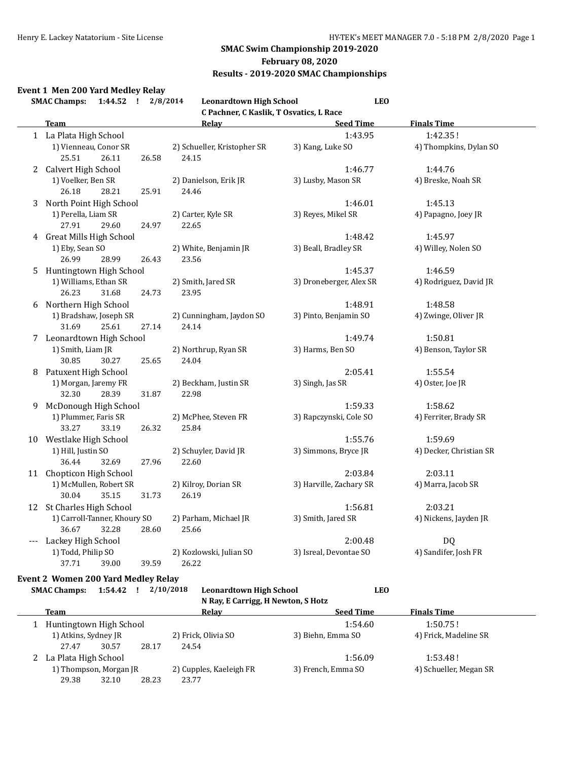# SMAC Swim Championship 2019-2020

**February 08, 2020**

**Results - 2019-2020 SMAC Championships**

## Event 1 Men 200 Yard Medley Relay

**SMAC Champs: 1:44.52 ! 2/8/2014** Leonardtown High School LEO
C Pachner, C Kaslik, T Osvatics, L Race

| | Team | Relay | Seed Time | Finals Time |
|---|---|---|---|---|
| 1 | La Plata High School | | 1:43.95 | 1:42.35 ! |
| | 1) Vienneau, Conor SR | 2) Schueller, Kristopher SR | 3) Kang, Luke SO | 4) Thompkins, Dylan SO |
| | 25.51 26.11 26.58 24.15 | | | |
| 2 | Calvert High School | | 1:46.77 | 1:44.76 |
| | 1) Voelker, Ben SR | 2) Danielson, Erik JR | 3) Lusby, Mason SR | 4) Breske, Noah SR |
| | 26.18 28.21 25.91 24.46 | | | |
| 3 | North Point High School | | 1:46.01 | 1:45.13 |
| | 1) Perella, Liam SR | 2) Carter, Kyle SR | 3) Reyes, Mikel SR | 4) Papagno, Joey JR |
| | 27.91 29.60 24.97 22.65 | | | |
| 4 | Great Mills High School | | 1:48.42 | 1:45.97 |
| | 1) Eby, Sean SO | 2) White, Benjamin JR | 3) Beall, Bradley SR | 4) Willey, Nolen SO |
| | 26.99 28.99 26.43 23.56 | | | |
| 5 | Huntingtown High School | | 1:45.37 | 1:46.59 |
| | 1) Williams, Ethan SR | 2) Smith, Jared SR | 3) Droneberger, Alex SR | 4) Rodriguez, David JR |
| | 26.23 31.68 24.73 23.95 | | | |
| 6 | Northern High School | | 1:48.91 | 1:48.58 |
| | 1) Bradshaw, Joseph SR | 2) Cunningham, Jaydon SO | 3) Pinto, Benjamin SO | 4) Zwinge, Oliver JR |
| | 31.69 25.61 27.14 24.14 | | | |
| 7 | Leonardtown High School | | 1:49.74 | 1:50.81 |
| | 1) Smith, Liam JR | 2) Northrup, Ryan SR | 3) Harms, Ben SO | 4) Benson, Taylor SR |
| | 30.85 30.27 25.65 24.04 | | | |
| 8 | Patuxent High School | | 2:05.41 | 1:55.54 |
| | 1) Morgan, Jaremy FR | 2) Beckham, Justin SR | 3) Singh, Jas SR | 4) Oster, Joe JR |
| | 32.30 28.39 31.87 22.98 | | | |
| 9 | McDonough High School | | 1:59.33 | 1:58.62 |
| | 1) Plummer, Faris SR | 2) McPhee, Steven FR | 3) Rapczynski, Cole SO | 4) Ferriter, Brady SR |
| | 33.27 33.19 26.32 25.84 | | | |
| 10 | Westlake High School | | 1:55.76 | 1:59.69 |
| | 1) Hill, Justin SO | 2) Schuyler, David JR | 3) Simmons, Bryce JR | 4) Decker, Christian SR |
| | 36.44 32.69 27.96 22.60 | | | |
| 11 | Chopticon High School | | 2:03.84 | 2:03.11 |
| | 1) McMullen, Robert SR | 2) Kilroy, Dorian SR | 3) Harville, Zachary SR | 4) Marra, Jacob SR |
| | 30.04 35.15 31.73 26.19 | | | |
| 12 | St Charles High School | | 1:56.81 | 2:03.21 |
| | 1) Carroll-Tanner, Khoury SO | 2) Parham, Michael JR | 3) Smith, Jared SR | 4) Nickens, Jayden JR |
| | 36.67 32.28 28.60 25.66 | | | |
| --- | Lackey High School | | 2:00.48 | DQ |
| | 1) Todd, Philip SO | 2) Kozlowski, Julian SO | 3) Isreal, Devontae SO | 4) Sandifer, Josh FR |
| | 37.71 39.00 39.59 26.22 | | | |

## Event 2 Women 200 Yard Medley Relay

**SMAC Champs: 1:54.42 ! 2/10/2018** Leonardtown High School LEO
N Ray, E Carrigg, H Newton, S Hotz

| | Team | Relay | Seed Time | Finals Time |
|---|---|---|---|---|
| 1 | Huntingtown High School | | 1:54.60 | 1:50.75 ! |
| | 1) Atkins, Sydney JR | 2) Frick, Olivia SO | 3) Biehn, Emma SO | 4) Frick, Madeline SR |
| | 27.47 30.57 28.17 24.54 | | | |
| 2 | La Plata High School | | 1:56.09 | 1:53.48 ! |
| | 1) Thompson, Morgan JR | 2) Cupples, Kaeleigh FR | 3) French, Emma SO | 4) Schueller, Megan SR |
| | 29.38 32.10 28.23 23.77 | | | |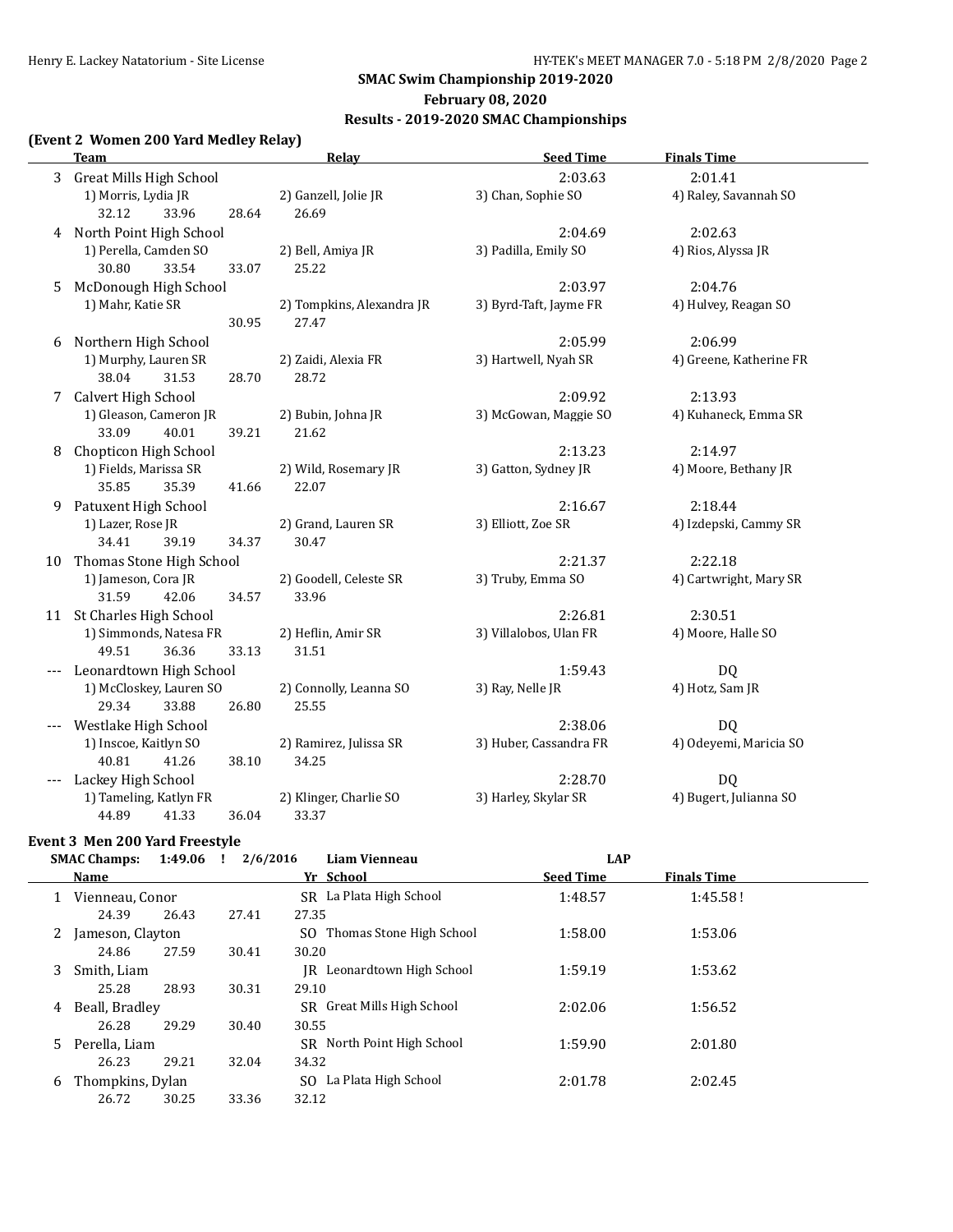## SMAC Swim Championship 2019-2020

**February 08, 2020**

**Results - 2019-2020 SMAC Championships**

### (Event 2 Women 200 Yard Medley Relay)

| | Team | Relay | | Seed Time | Finals Time |
|---|---|---|---|---|---|
| 3 | Great Mills High School | | | 2:03.63 | 2:01.41 |
| | 1) Morris, Lydia JR | 2) Ganzell, Jolie JR | 3) Chan, Sophie SO | 4) Raley, Savannah SO | |
| | 32.12 33.96 28.64 26.69 | | | | |
| 4 | North Point High School | | | 2:04.69 | 2:02.63 |
| | 1) Perella, Camden SO | 2) Bell, Amiya JR | 3) Padilla, Emily SO | 4) Rios, Alyssa JR | |
| | 30.80 33.54 33.07 25.22 | | | | |
| 5 | McDonough High School | | | 2:03.97 | 2:04.76 |
| | 1) Mahr, Katie SR | 2) Tompkins, Alexandra JR | 3) Byrd-Taft, Jayme FR | 4) Hulvey, Reagan SO | |
| | 30.95 27.47 | | | | |
| 6 | Northern High School | | | 2:05.99 | 2:06.99 |
| | 1) Murphy, Lauren SR | 2) Zaidi, Alexia FR | 3) Hartwell, Nyah SR | 4) Greene, Katherine FR | |
| | 38.04 31.53 28.70 28.72 | | | | |
| 7 | Calvert High School | | | 2:09.92 | 2:13.93 |
| | 1) Gleason, Cameron JR | 2) Bubin, Johna JR | 3) McGowan, Maggie SO | 4) Kuhaneck, Emma SR | |
| | 33.09 40.01 39.21 21.62 | | | | |
| 8 | Chopticon High School | | | 2:13.23 | 2:14.97 |
| | 1) Fields, Marissa SR | 2) Wild, Rosemary JR | 3) Gatton, Sydney JR | 4) Moore, Bethany JR | |
| | 35.85 35.39 41.66 22.07 | | | | |
| 9 | Patuxent High School | | | 2:16.67 | 2:18.44 |
| | 1) Lazer, Rose JR | 2) Grand, Lauren SR | 3) Elliott, Zoe SR | 4) Izdepski, Cammy SR | |
| | 34.41 39.19 34.37 30.47 | | | | |
| 10 | Thomas Stone High School | | | 2:21.37 | 2:22.18 |
| | 1) Jameson, Cora JR | 2) Goodell, Celeste SR | 3) Truby, Emma SO | 4) Cartwright, Mary SR | |
| | 31.59 42.06 34.57 33.96 | | | | |
| 11 | St Charles High School | | | 2:26.81 | 2:30.51 |
| | 1) Simmonds, Natesa FR | 2) Heflin, Amir SR | 3) Villalobos, Ulan FR | 4) Moore, Halle SO | |
| | 49.51 36.36 33.13 31.51 | | | | |
| --- | Leonardtown High School | | | 1:59.43 | DQ |
| | 1) McCloskey, Lauren SO | 2) Connolly, Leanna SO | 3) Ray, Nelle JR | 4) Hotz, Sam JR | |
| | 29.34 33.88 26.80 25.55 | | | | |
| --- | Westlake High School | | | 2:38.06 | DQ |
| | 1) Inscoe, Kaitlyn SO | 2) Ramirez, Julissa SR | 3) Huber, Cassandra FR | 4) Odeyemi, Maricia SO | |
| | 40.81 41.26 38.10 34.25 | | | | |
| --- | Lackey High School | | | 2:28.70 | DQ |
| | 1) Tameling, Katlyn FR | 2) Klinger, Charlie SO | 3) Harley, Skylar SR | 4) Bugert, Julianna SO | |
| | 44.89 41.33 36.04 33.37 | | | | |

### Event 3 Men 200 Yard Freestyle

**SMAC Champs: 1:49.06 ! 2/6/2016 Liam Vienneau LAP**

| | Name | Yr | School | Seed Time | Finals Time |
|---|---|---|---|---|---|
| 1 | Vienneau, Conor | SR | La Plata High School | 1:48.57 | 1:45.58 ! |
| | 24.39 26.43 27.41 27.35 | | | | |
| 2 | Jameson, Clayton | SO | Thomas Stone High School | 1:58.00 | 1:53.06 |
| | 24.86 27.59 30.41 30.20 | | | | |
| 3 | Smith, Liam | JR | Leonardtown High School | 1:59.19 | 1:53.62 |
| | 25.28 28.93 30.31 29.10 | | | | |
| 4 | Beall, Bradley | SR | Great Mills High School | 2:02.06 | 1:56.52 |
| | 26.28 29.29 30.40 30.55 | | | | |
| 5 | Perella, Liam | SR | North Point High School | 1:59.90 | 2:01.80 |
| | 26.23 29.21 32.04 34.32 | | | | |
| 6 | Thompkins, Dylan | SO | La Plata High School | 2:01.78 | 2:02.45 |
| | 26.72 30.25 33.36 32.12 | | | | |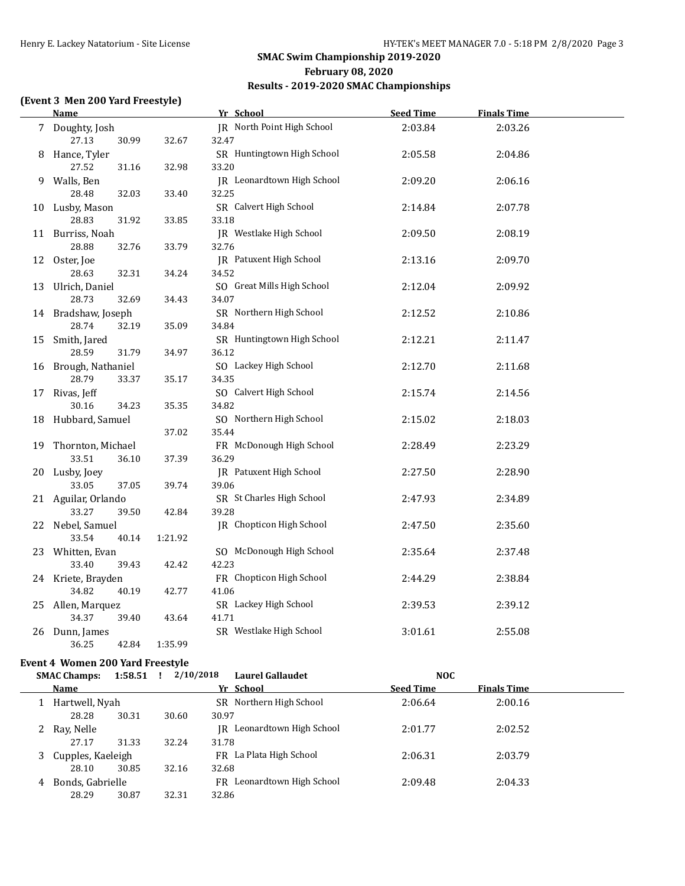## SMAC Swim Championship 2019-2020
### February 08, 2020
### Results - 2019-2020 SMAC Championships

**(Event 3 Men 200 Yard Freestyle)**

| | Name | Yr | School | Seed Time | Finals Time |
|---|---|---|---|---|---|
| 7 | Doughty, Josh | JR | North Point High School | 2:03.84 | 2:03.26 |
| | 27.13 30.99 32.67 32.47 | | | | |
| 8 | Hance, Tyler | SR | Huntingtown High School | 2:05.58 | 2:04.86 |
| | 27.52 31.16 32.98 33.20 | | | | |
| 9 | Walls, Ben | JR | Leonardtown High School | 2:09.20 | 2:06.16 |
| | 28.48 32.03 33.40 32.25 | | | | |
| 10 | Lusby, Mason | SR | Calvert High School | 2:14.84 | 2:07.78 |
| | 28.83 31.92 33.85 33.18 | | | | |
| 11 | Burriss, Noah | JR | Westlake High School | 2:09.50 | 2:08.19 |
| | 28.88 32.76 33.79 32.76 | | | | |
| 12 | Oster, Joe | JR | Patuxent High School | 2:13.16 | 2:09.70 |
| | 28.63 32.31 34.24 34.52 | | | | |
| 13 | Ulrich, Daniel | SO | Great Mills High School | 2:12.04 | 2:09.92 |
| | 28.73 32.69 34.43 34.07 | | | | |
| 14 | Bradshaw, Joseph | SR | Northern High School | 2:12.52 | 2:10.86 |
| | 28.74 32.19 35.09 34.84 | | | | |
| 15 | Smith, Jared | SR | Huntingtown High School | 2:12.21 | 2:11.47 |
| | 28.59 31.79 34.97 36.12 | | | | |
| 16 | Brough, Nathaniel | SO | Lackey High School | 2:12.70 | 2:11.68 |
| | 28.79 33.37 35.17 34.35 | | | | |
| 17 | Rivas, Jeff | SO | Calvert High School | 2:15.74 | 2:14.56 |
| | 30.16 34.23 35.35 34.82 | | | | |
| 18 | Hubbard, Samuel | SO | Northern High School | 2:15.02 | 2:18.03 |
| | 37.02 35.44 | | | | |
| 19 | Thornton, Michael | FR | McDonough High School | 2:28.49 | 2:23.29 |
| | 33.51 36.10 37.39 36.29 | | | | |
| 20 | Lusby, Joey | JR | Patuxent High School | 2:27.50 | 2:28.90 |
| | 33.05 37.05 39.74 39.06 | | | | |
| 21 | Aguilar, Orlando | SR | St Charles High School | 2:47.93 | 2:34.89 |
| | 33.27 39.50 42.84 39.28 | | | | |
| 22 | Nebel, Samuel | JR | Chopticon High School | 2:47.50 | 2:35.60 |
| | 33.54 40.14 1:21.92 | | | | |
| 23 | Whitten, Evan | SO | McDonough High School | 2:35.64 | 2:37.48 |
| | 33.40 39.43 42.42 42.23 | | | | |
| 24 | Kriete, Brayden | FR | Chopticon High School | 2:44.29 | 2:38.84 |
| | 34.82 40.19 42.77 41.06 | | | | |
| 25 | Allen, Marquez | SR | Lackey High School | 2:39.53 | 2:39.12 |
| | 34.37 39.40 43.64 41.71 | | | | |
| 26 | Dunn, James | SR | Westlake High School | 3:01.61 | 2:55.08 |
| | 36.25 42.84 1:35.99 | | | | |

**Event 4 Women 200 Yard Freestyle**

SMAC Champs: 1:58.51 ! 2/10/2018 Laurel Gallaudet NOC

| | Name | Yr | School | Seed Time | Finals Time |
|---|---|---|---|---|---|
| 1 | Hartwell, Nyah | SR | Northern High School | 2:06.64 | 2:00.16 |
| | 28.28 30.31 30.60 30.97 | | | | |
| 2 | Ray, Nelle | JR | Leonardtown High School | 2:01.77 | 2:02.52 |
| | 27.17 31.33 32.24 31.78 | | | | |
| 3 | Cupples, Kaeleigh | FR | La Plata High School | 2:06.31 | 2:03.79 |
| | 28.10 30.85 32.16 32.68 | | | | |
| 4 | Bonds, Gabrielle | FR | Leonardtown High School | 2:09.48 | 2:04.33 |
| | 28.29 30.87 32.31 32.86 | | | | |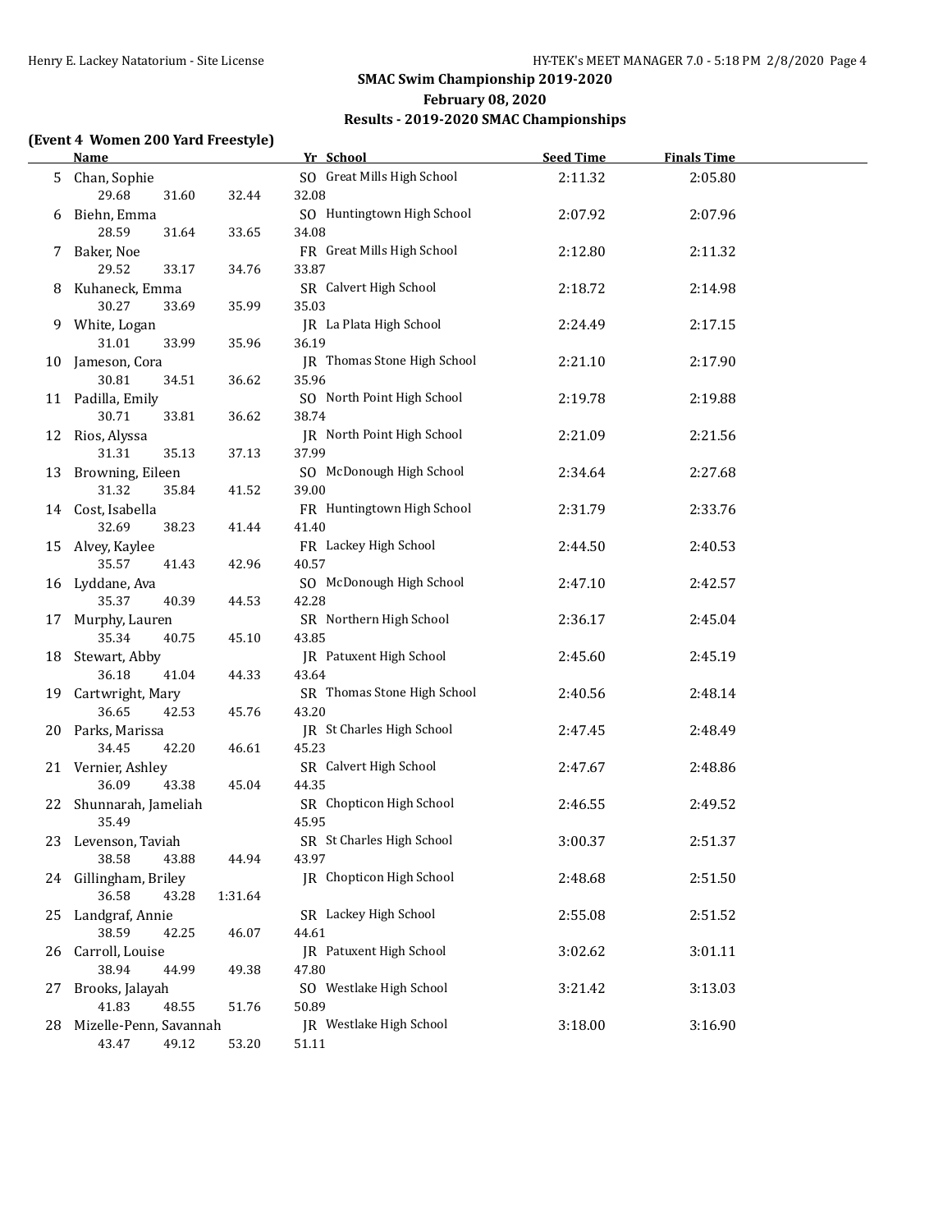## SMAC Swim Championship 2019-2020

### February 08, 2020

### Results - 2019-2020 SMAC Championships

**(Event 4 Women 200 Yard Freestyle)**

| | Name | Yr | School | Seed Time | Finals Time |
|---|---|---|---|---|---|
| 5 | Chan, Sophie | SO | Great Mills High School | 2:11.32 | 2:05.80 |
| | 29.68 31.60 32.44 32.08 | | | | |
| 6 | Biehn, Emma | SO | Huntingtown High School | 2:07.92 | 2:07.96 |
| | 28.59 31.64 33.65 34.08 | | | | |
| 7 | Baker, Noe | FR | Great Mills High School | 2:12.80 | 2:11.32 |
| | 29.52 33.17 34.76 33.87 | | | | |
| 8 | Kuhaneck, Emma | SR | Calvert High School | 2:18.72 | 2:14.98 |
| | 30.27 33.69 35.99 35.03 | | | | |
| 9 | White, Logan | JR | La Plata High School | 2:24.49 | 2:17.15 |
| | 31.01 33.99 35.96 36.19 | | | | |
| 10 | Jameson, Cora | JR | Thomas Stone High School | 2:21.10 | 2:17.90 |
| | 30.81 34.51 36.62 35.96 | | | | |
| 11 | Padilla, Emily | SO | North Point High School | 2:19.78 | 2:19.88 |
| | 30.71 33.81 36.62 38.74 | | | | |
| 12 | Rios, Alyssa | JR | North Point High School | 2:21.09 | 2:21.56 |
| | 31.31 35.13 37.13 37.99 | | | | |
| 13 | Browning, Eileen | SO | McDonough High School | 2:34.64 | 2:27.68 |
| | 31.32 35.84 41.52 39.00 | | | | |
| 14 | Cost, Isabella | FR | Huntingtown High School | 2:31.79 | 2:33.76 |
| | 32.69 38.23 41.44 41.40 | | | | |
| 15 | Alvey, Kaylee | FR | Lackey High School | 2:44.50 | 2:40.53 |
| | 35.57 41.43 42.96 40.57 | | | | |
| 16 | Lyddane, Ava | SO | McDonough High School | 2:47.10 | 2:42.57 |
| | 35.37 40.39 44.53 42.28 | | | | |
| 17 | Murphy, Lauren | SR | Northern High School | 2:36.17 | 2:45.04 |
| | 35.34 40.75 45.10 43.85 | | | | |
| 18 | Stewart, Abby | JR | Patuxent High School | 2:45.60 | 2:45.19 |
| | 36.18 41.04 44.33 43.64 | | | | |
| 19 | Cartwright, Mary | SR | Thomas Stone High School | 2:40.56 | 2:48.14 |
| | 36.65 42.53 45.76 43.20 | | | | |
| 20 | Parks, Marissa | JR | St Charles High School | 2:47.45 | 2:48.49 |
| | 34.45 42.20 46.61 45.23 | | | | |
| 21 | Vernier, Ashley | SR | Calvert High School | 2:47.67 | 2:48.86 |
| | 36.09 43.38 45.04 44.35 | | | | |
| 22 | Shunnarah, Jameliah | SR | Chopticon High School | 2:46.55 | 2:49.52 |
| | 35.49 45.95 | | | | |
| 23 | Levenson, Taviah | SR | St Charles High School | 3:00.37 | 2:51.37 |
| | 38.58 43.88 44.94 43.97 | | | | |
| 24 | Gillingham, Briley | JR | Chopticon High School | 2:48.68 | 2:51.50 |
| | 36.58 43.28 1:31.64 | | | | |
| 25 | Landgraf, Annie | SR | Lackey High School | 2:55.08 | 2:51.52 |
| | 38.59 42.25 46.07 44.61 | | | | |
| 26 | Carroll, Louise | JR | Patuxent High School | 3:02.62 | 3:01.11 |
| | 38.94 44.99 49.38 47.80 | | | | |
| 27 | Brooks, Jalayah | SO | Westlake High School | 3:21.42 | 3:13.03 |
| | 41.83 48.55 51.76 50.89 | | | | |
| 28 | Mizelle-Penn, Savannah | JR | Westlake High School | 3:18.00 | 3:16.90 |
| | 43.47 49.12 53.20 51.11 | | | | |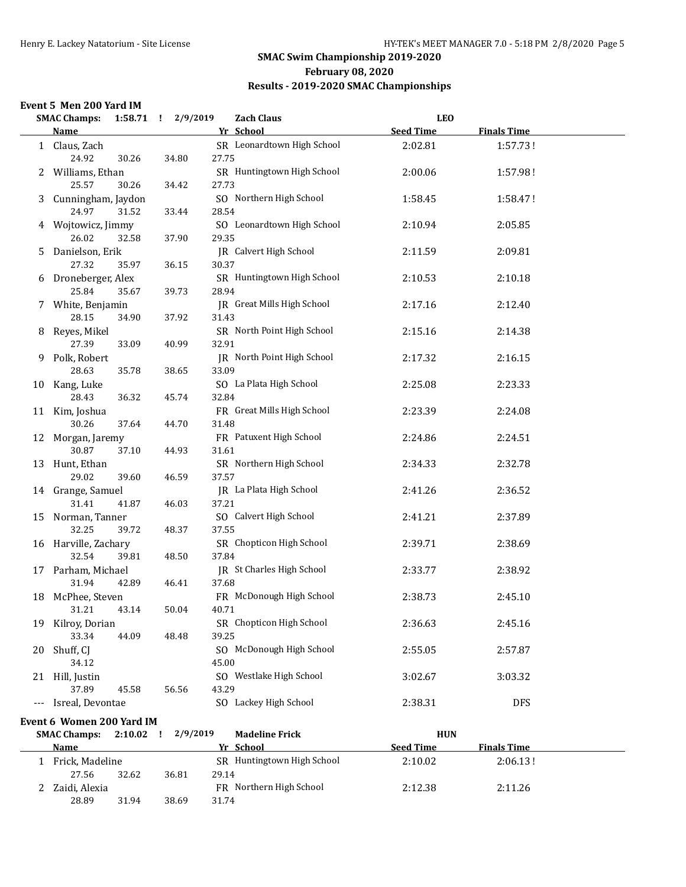## SMAC Swim Championship 2019-2020
### February 08, 2020
### Results - 2019-2020 SMAC Championships

**Event 5 Men 200 Yard IM**

SMAC Champs: 1:58.71 ! 2/9/2019 Zach Claus LEO

| | Name | Yr | School | Seed Time | Finals Time |
|---|---|---|---|---|---|
| 1 | Claus, Zach | SR | Leonardtown High School | 2:02.81 | 1:57.73 ! |
| | 24.92 30.26 34.80 27.75 | | | | |
| 2 | Williams, Ethan | SR | Huntingtown High School | 2:00.06 | 1:57.98 ! |
| | 25.57 30.26 34.42 27.73 | | | | |
| 3 | Cunningham, Jaydon | SO | Northern High School | 1:58.45 | 1:58.47 ! |
| | 24.97 31.52 33.44 28.54 | | | | |
| 4 | Wojtowicz, Jimmy | SO | Leonardtown High School | 2:10.94 | 2:05.85 |
| | 26.02 32.58 37.90 29.35 | | | | |
| 5 | Danielson, Erik | JR | Calvert High School | 2:11.59 | 2:09.81 |
| | 27.32 35.97 36.15 30.37 | | | | |
| 6 | Droneberger, Alex | SR | Huntingtown High School | 2:10.53 | 2:10.18 |
| | 25.84 35.67 39.73 28.94 | | | | |
| 7 | White, Benjamin | JR | Great Mills High School | 2:17.16 | 2:12.40 |
| | 28.15 34.90 37.92 31.43 | | | | |
| 8 | Reyes, Mikel | SR | North Point High School | 2:15.16 | 2:14.38 |
| | 27.39 33.09 40.99 32.91 | | | | |
| 9 | Polk, Robert | JR | North Point High School | 2:17.32 | 2:16.15 |
| | 28.63 35.78 38.65 33.09 | | | | |
| 10 | Kang, Luke | SO | La Plata High School | 2:25.08 | 2:23.33 |
| | 28.43 36.32 45.74 32.84 | | | | |
| 11 | Kim, Joshua | FR | Great Mills High School | 2:23.39 | 2:24.08 |
| | 30.26 37.64 44.70 31.48 | | | | |
| 12 | Morgan, Jaremy | FR | Patuxent High School | 2:24.86 | 2:24.51 |
| | 30.87 37.10 44.93 31.61 | | | | |
| 13 | Hunt, Ethan | SR | Northern High School | 2:34.33 | 2:32.78 |
| | 29.02 39.60 46.59 37.57 | | | | |
| 14 | Grange, Samuel | JR | La Plata High School | 2:41.26 | 2:36.52 |
| | 31.41 41.87 46.03 37.21 | | | | |
| 15 | Norman, Tanner | SO | Calvert High School | 2:41.21 | 2:37.89 |
| | 32.25 39.72 48.37 37.55 | | | | |
| 16 | Harville, Zachary | SR | Chopticon High School | 2:39.71 | 2:38.69 |
| | 32.54 39.81 48.50 37.84 | | | | |
| 17 | Parham, Michael | JR | St Charles High School | 2:33.77 | 2:38.92 |
| | 31.94 42.89 46.41 37.68 | | | | |
| 18 | McPhee, Steven | FR | McDonough High School | 2:38.73 | 2:45.10 |
| | 31.21 43.14 50.04 40.71 | | | | |
| 19 | Kilroy, Dorian | SR | Chopticon High School | 2:36.63 | 2:45.16 |
| | 33.34 44.09 48.48 39.25 | | | | |
| 20 | Shuff, CJ | SO | McDonough High School | 2:55.05 | 2:57.87 |
| | 34.12 45.00 | | | | |
| 21 | Hill, Justin | SO | Westlake High School | 3:02.67 | 3:03.32 |
| | 37.89 45.58 56.56 43.29 | | | | |
| --- | Isreal, Devontae | SO | Lackey High School | 2:38.31 | DFS |

**Event 6 Women 200 Yard IM**

SMAC Champs: 2:10.02 ! 2/9/2019 Madeline Frick HUN

| | Name | Yr | School | Seed Time | Finals Time |
|---|---|---|---|---|---|
| 1 | Frick, Madeline | SR | Huntingtown High School | 2:10.02 | 2:06.13 ! |
| | 27.56 32.62 36.81 29.14 | | | | |
| 2 | Zaidi, Alexia | FR | Northern High School | 2:12.38 | 2:11.26 |
| | 28.89 31.94 38.69 31.74 | | | | |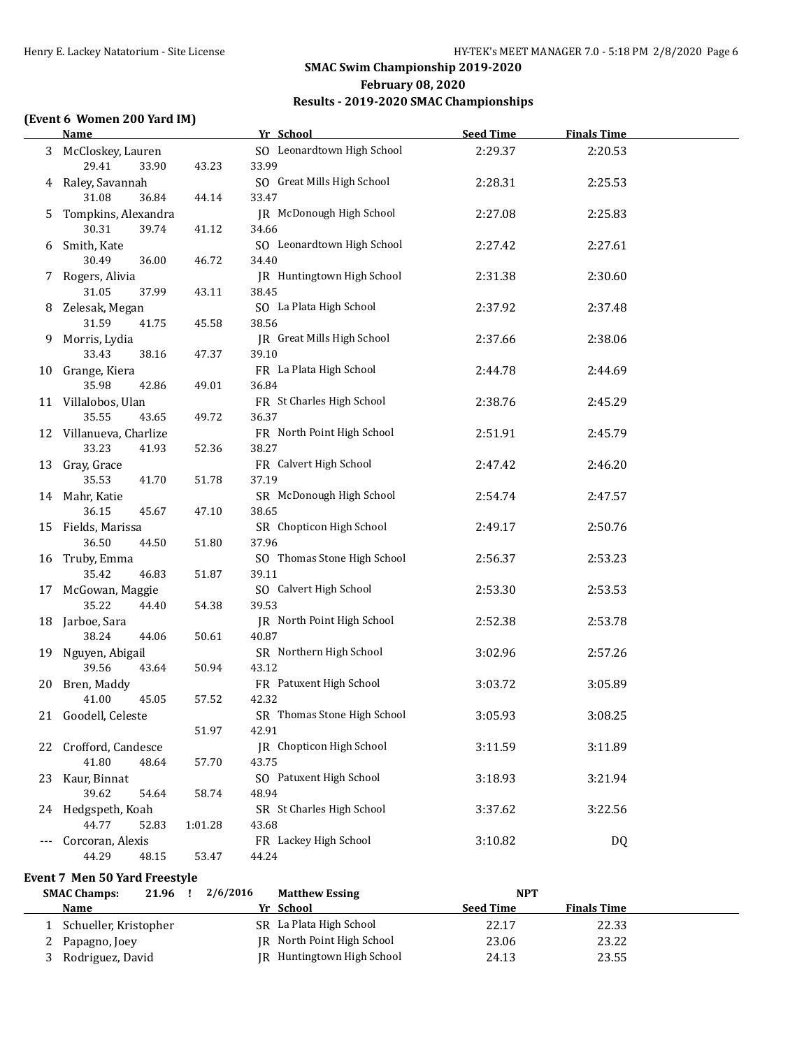## SMAC Swim Championship 2019-2020

**February 08, 2020**

**Results - 2019-2020 SMAC Championships**

### (Event 6 Women 200 Yard IM)

| | Name | Yr | School | Seed Time | Finals Time |
|---|---|---|---|---|---|
| 3 | McCloskey, Lauren | SO | Leonardtown High School | 2:29.37 | 2:20.53 |
| | 29.41 33.90 43.23 33.99 | | | | |
| 4 | Raley, Savannah | SO | Great Mills High School | 2:28.31 | 2:25.53 |
| | 31.08 36.84 44.14 33.47 | | | | |
| 5 | Tompkins, Alexandra | JR | McDonough High School | 2:27.08 | 2:25.83 |
| | 30.31 39.74 41.12 34.66 | | | | |
| 6 | Smith, Kate | SO | Leonardtown High School | 2:27.42 | 2:27.61 |
| | 30.49 36.00 46.72 34.40 | | | | |
| 7 | Rogers, Alivia | JR | Huntingtown High School | 2:31.38 | 2:30.60 |
| | 31.05 37.99 43.11 38.45 | | | | |
| 8 | Zelesak, Megan | SO | La Plata High School | 2:37.92 | 2:37.48 |
| | 31.59 41.75 45.58 38.56 | | | | |
| 9 | Morris, Lydia | JR | Great Mills High School | 2:37.66 | 2:38.06 |
| | 33.43 38.16 47.37 39.10 | | | | |
| 10 | Grange, Kiera | FR | La Plata High School | 2:44.78 | 2:44.69 |
| | 35.98 42.86 49.01 36.84 | | | | |
| 11 | Villalobos, Ulan | FR | St Charles High School | 2:38.76 | 2:45.29 |
| | 35.55 43.65 49.72 36.37 | | | | |
| 12 | Villanueva, Charlize | FR | North Point High School | 2:51.91 | 2:45.79 |
| | 33.23 41.93 52.36 38.27 | | | | |
| 13 | Gray, Grace | FR | Calvert High School | 2:47.42 | 2:46.20 |
| | 35.53 41.70 51.78 37.19 | | | | |
| 14 | Mahr, Katie | SR | McDonough High School | 2:54.74 | 2:47.57 |
| | 36.15 45.67 47.10 38.65 | | | | |
| 15 | Fields, Marissa | SR | Chopticon High School | 2:49.17 | 2:50.76 |
| | 36.50 44.50 51.80 37.96 | | | | |
| 16 | Truby, Emma | SO | Thomas Stone High School | 2:56.37 | 2:53.23 |
| | 35.42 46.83 51.87 39.11 | | | | |
| 17 | McGowan, Maggie | SO | Calvert High School | 2:53.30 | 2:53.53 |
| | 35.22 44.40 54.38 39.53 | | | | |
| 18 | Jarboe, Sara | JR | North Point High School | 2:52.38 | 2:53.78 |
| | 38.24 44.06 50.61 40.87 | | | | |
| 19 | Nguyen, Abigail | SR | Northern High School | 3:02.96 | 2:57.26 |
| | 39.56 43.64 50.94 43.12 | | | | |
| 20 | Bren, Maddy | FR | Patuxent High School | 3:03.72 | 3:05.89 |
| | 41.00 45.05 57.52 42.32 | | | | |
| 21 | Goodell, Celeste | SR | Thomas Stone High School | 3:05.93 | 3:08.25 |
| | 51.97 42.91 | | | | |
| 22 | Crofford, Candesce | JR | Chopticon High School | 3:11.59 | 3:11.89 |
| | 41.80 48.64 57.70 43.75 | | | | |
| 23 | Kaur, Binnat | SO | Patuxent High School | 3:18.93 | 3:21.94 |
| | 39.62 54.64 58.74 48.94 | | | | |
| 24 | Hedgspeth, Koah | SR | St Charles High School | 3:37.62 | 3:22.56 |
| | 44.77 52.83 1:01.28 43.68 | | | | |
| --- | Corcoran, Alexis | FR | Lackey High School | 3:10.82 | DQ |
| | 44.29 48.15 53.47 44.24 | | | | |

### Event 7 Men 50 Yard Freestyle

**SMAC Champs: 21.96 ! 2/6/2016 Matthew Essing NPT**

| | Name | Yr | School | Seed Time | Finals Time |
|---|---|---|---|---|---|
| 1 | Schueller, Kristopher | SR | La Plata High School | 22.17 | 22.33 |
| 2 | Papagno, Joey | JR | North Point High School | 23.06 | 23.22 |
| 3 | Rodriguez, David | JR | Huntingtown High School | 24.13 | 23.55 |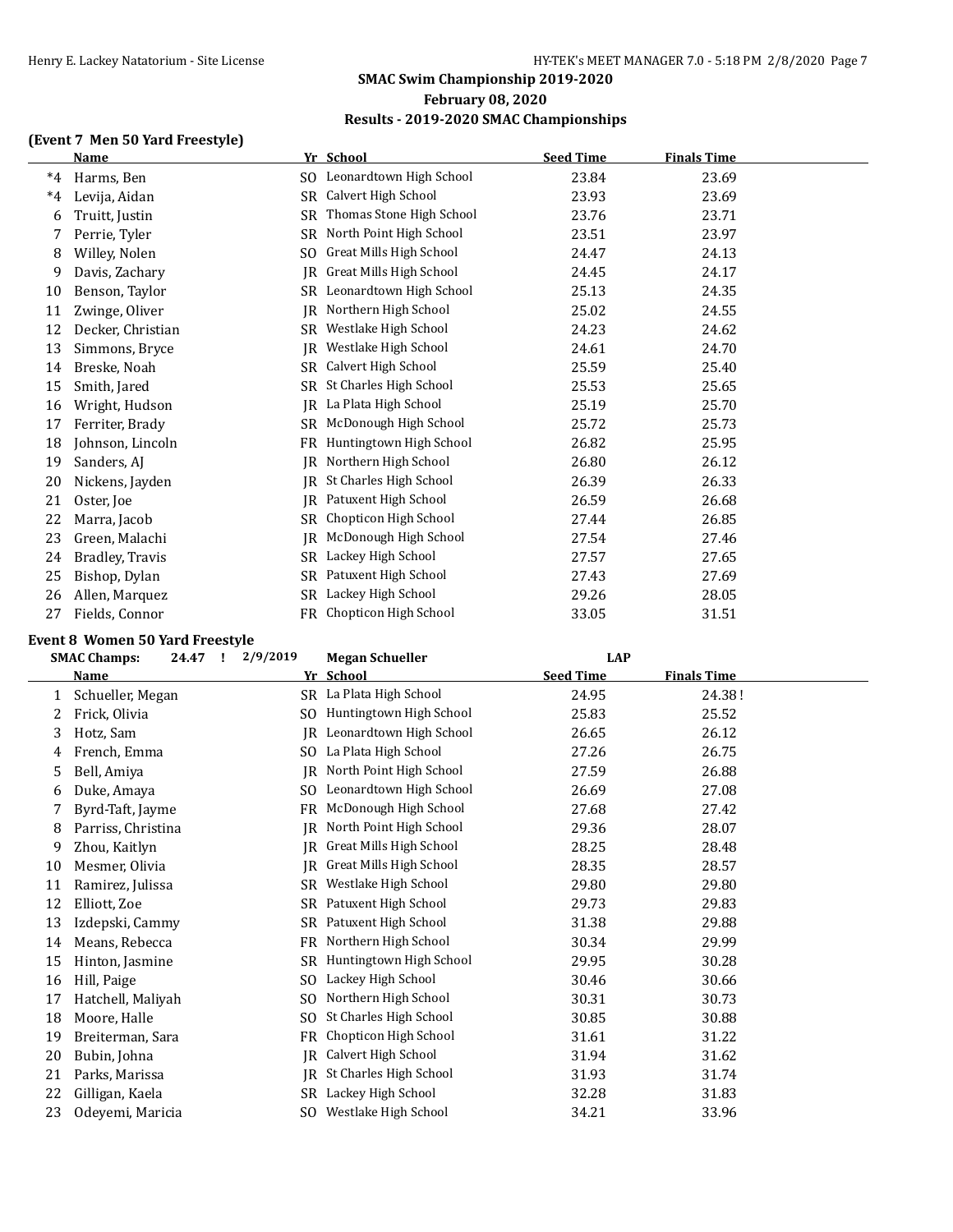## SMAC Swim Championship 2019-2020

**February 08, 2020**

**Results - 2019-2020 SMAC Championships**

### (Event 7 Men 50 Yard Freestyle)

| | Name | Yr | School | Seed Time | Finals Time |
|---|---|---|---|---|---|
| *4 | Harms, Ben | SO | Leonardtown High School | 23.84 | 23.69 |
| *4 | Levija, Aidan | SR | Calvert High School | 23.93 | 23.69 |
| 6 | Truitt, Justin | SR | Thomas Stone High School | 23.76 | 23.71 |
| 7 | Perrie, Tyler | SR | North Point High School | 23.51 | 23.97 |
| 8 | Willey, Nolen | SO | Great Mills High School | 24.47 | 24.13 |
| 9 | Davis, Zachary | JR | Great Mills High School | 24.45 | 24.17 |
| 10 | Benson, Taylor | SR | Leonardtown High School | 25.13 | 24.35 |
| 11 | Zwinge, Oliver | JR | Northern High School | 25.02 | 24.55 |
| 12 | Decker, Christian | SR | Westlake High School | 24.23 | 24.62 |
| 13 | Simmons, Bryce | JR | Westlake High School | 24.61 | 24.70 |
| 14 | Breske, Noah | SR | Calvert High School | 25.59 | 25.40 |
| 15 | Smith, Jared | SR | St Charles High School | 25.53 | 25.65 |
| 16 | Wright, Hudson | JR | La Plata High School | 25.19 | 25.70 |
| 17 | Ferriter, Brady | SR | McDonough High School | 25.72 | 25.73 |
| 18 | Johnson, Lincoln | FR | Huntingtown High School | 26.82 | 25.95 |
| 19 | Sanders, AJ | JR | Northern High School | 26.80 | 26.12 |
| 20 | Nickens, Jayden | JR | St Charles High School | 26.39 | 26.33 |
| 21 | Oster, Joe | JR | Patuxent High School | 26.59 | 26.68 |
| 22 | Marra, Jacob | SR | Chopticon High School | 27.44 | 26.85 |
| 23 | Green, Malachi | JR | McDonough High School | 27.54 | 27.46 |
| 24 | Bradley, Travis | SR | Lackey High School | 27.57 | 27.65 |
| 25 | Bishop, Dylan | SR | Patuxent High School | 27.43 | 27.69 |
| 26 | Allen, Marquez | SR | Lackey High School | 29.26 | 28.05 |
| 27 | Fields, Connor | FR | Chopticon High School | 33.05 | 31.51 |

### Event 8 Women 50 Yard Freestyle

SMAC Champs: 24.47 ! 2/9/2019 Megan Schueller LAP

| | Name | Yr | School | Seed Time | Finals Time |
|---|---|---|---|---|---|
| 1 | Schueller, Megan | SR | La Plata High School | 24.95 | 24.38 ! |
| 2 | Frick, Olivia | SO | Huntingtown High School | 25.83 | 25.52 |
| 3 | Hotz, Sam | JR | Leonardtown High School | 26.65 | 26.12 |
| 4 | French, Emma | SO | La Plata High School | 27.26 | 26.75 |
| 5 | Bell, Amiya | JR | North Point High School | 27.59 | 26.88 |
| 6 | Duke, Amaya | SO | Leonardtown High School | 26.69 | 27.08 |
| 7 | Byrd-Taft, Jayme | FR | McDonough High School | 27.68 | 27.42 |
| 8 | Parriss, Christina | JR | North Point High School | 29.36 | 28.07 |
| 9 | Zhou, Kaitlyn | JR | Great Mills High School | 28.25 | 28.48 |
| 10 | Mesmer, Olivia | JR | Great Mills High School | 28.35 | 28.57 |
| 11 | Ramirez, Julissa | SR | Westlake High School | 29.80 | 29.80 |
| 12 | Elliott, Zoe | SR | Patuxent High School | 29.73 | 29.83 |
| 13 | Izdepski, Cammy | SR | Patuxent High School | 31.38 | 29.88 |
| 14 | Means, Rebecca | FR | Northern High School | 30.34 | 29.99 |
| 15 | Hinton, Jasmine | SR | Huntingtown High School | 29.95 | 30.28 |
| 16 | Hill, Paige | SO | Lackey High School | 30.46 | 30.66 |
| 17 | Hatchell, Maliyah | SO | Northern High School | 30.31 | 30.73 |
| 18 | Moore, Halle | SO | St Charles High School | 30.85 | 30.88 |
| 19 | Breiterman, Sara | FR | Chopticon High School | 31.61 | 31.22 |
| 20 | Bubin, Johna | JR | Calvert High School | 31.94 | 31.62 |
| 21 | Parks, Marissa | JR | St Charles High School | 31.93 | 31.74 |
| 22 | Gilligan, Kaela | SR | Lackey High School | 32.28 | 31.83 |
| 23 | Odeyemi, Maricia | SO | Westlake High School | 34.21 | 33.96 |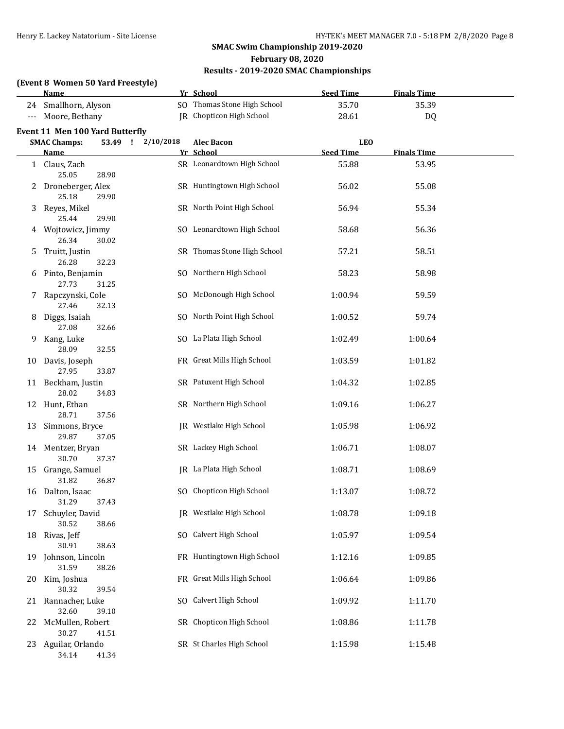**SMAC Swim Championship 2019-2020**
**February 08, 2020**
**Results - 2019-2020 SMAC Championships**

**(Event 8 Women 50 Yard Freestyle)**

| | Name | Yr | School | Seed Time | Finals Time |
|---|---|---|---|---|---|
| 24 | Smallhorn, Alyson | SO | Thomas Stone High School | 35.70 | 35.39 |
| --- | Moore, Bethany | JR | Chopticon High School | 28.61 | DQ |

**Event 11 Men 100 Yard Butterfly**

SMAC Champs: 53.49 ! 2/10/2018 Alec Bacon LEO

| | Name | Yr | School | Seed Time | Finals Time |
|---|---|---|---|---|---|
| 1 | Claus, Zach | SR | Leonardtown High School | 55.88 | 53.95 |
| | 25.05 28.90 | | | | |
| 2 | Droneberger, Alex | SR | Huntingtown High School | 56.02 | 55.08 |
| | 25.18 29.90 | | | | |
| 3 | Reyes, Mikel | SR | North Point High School | 56.94 | 55.34 |
| | 25.44 29.90 | | | | |
| 4 | Wojtowicz, Jimmy | SO | Leonardtown High School | 58.68 | 56.36 |
| | 26.34 30.02 | | | | |
| 5 | Truitt, Justin | SR | Thomas Stone High School | 57.21 | 58.51 |
| | 26.28 32.23 | | | | |
| 6 | Pinto, Benjamin | SO | Northern High School | 58.23 | 58.98 |
| | 27.73 31.25 | | | | |
| 7 | Rapczynski, Cole | SO | McDonough High School | 1:00.94 | 59.59 |
| | 27.46 32.13 | | | | |
| 8 | Diggs, Isaiah | SO | North Point High School | 1:00.52 | 59.74 |
| | 27.08 32.66 | | | | |
| 9 | Kang, Luke | SO | La Plata High School | 1:02.49 | 1:00.64 |
| | 28.09 32.55 | | | | |
| 10 | Davis, Joseph | FR | Great Mills High School | 1:03.59 | 1:01.82 |
| | 27.95 33.87 | | | | |
| 11 | Beckham, Justin | SR | Patuxent High School | 1:04.32 | 1:02.85 |
| | 28.02 34.83 | | | | |
| 12 | Hunt, Ethan | SR | Northern High School | 1:09.16 | 1:06.27 |
| | 28.71 37.56 | | | | |
| 13 | Simmons, Bryce | JR | Westlake High School | 1:05.98 | 1:06.92 |
| | 29.87 37.05 | | | | |
| 14 | Mentzer, Bryan | SR | Lackey High School | 1:06.71 | 1:08.07 |
| | 30.70 37.37 | | | | |
| 15 | Grange, Samuel | JR | La Plata High School | 1:08.71 | 1:08.69 |
| | 31.82 36.87 | | | | |
| 16 | Dalton, Isaac | SO | Chopticon High School | 1:13.07 | 1:08.72 |
| | 31.29 37.43 | | | | |
| 17 | Schuyler, David | JR | Westlake High School | 1:08.78 | 1:09.18 |
| | 30.52 38.66 | | | | |
| 18 | Rivas, Jeff | SO | Calvert High School | 1:05.97 | 1:09.54 |
| | 30.91 38.63 | | | | |
| 19 | Johnson, Lincoln | FR | Huntingtown High School | 1:12.16 | 1:09.85 |
| | 31.59 38.26 | | | | |
| 20 | Kim, Joshua | FR | Great Mills High School | 1:06.64 | 1:09.86 |
| | 30.32 39.54 | | | | |
| 21 | Rannacher, Luke | SO | Calvert High School | 1:09.92 | 1:11.70 |
| | 32.60 39.10 | | | | |
| 22 | McMullen, Robert | SR | Chopticon High School | 1:08.86 | 1:11.78 |
| | 30.27 41.51 | | | | |
| 23 | Aguilar, Orlando | SR | St Charles High School | 1:15.98 | 1:15.48 |
| | 34.14 41.34 | | | | |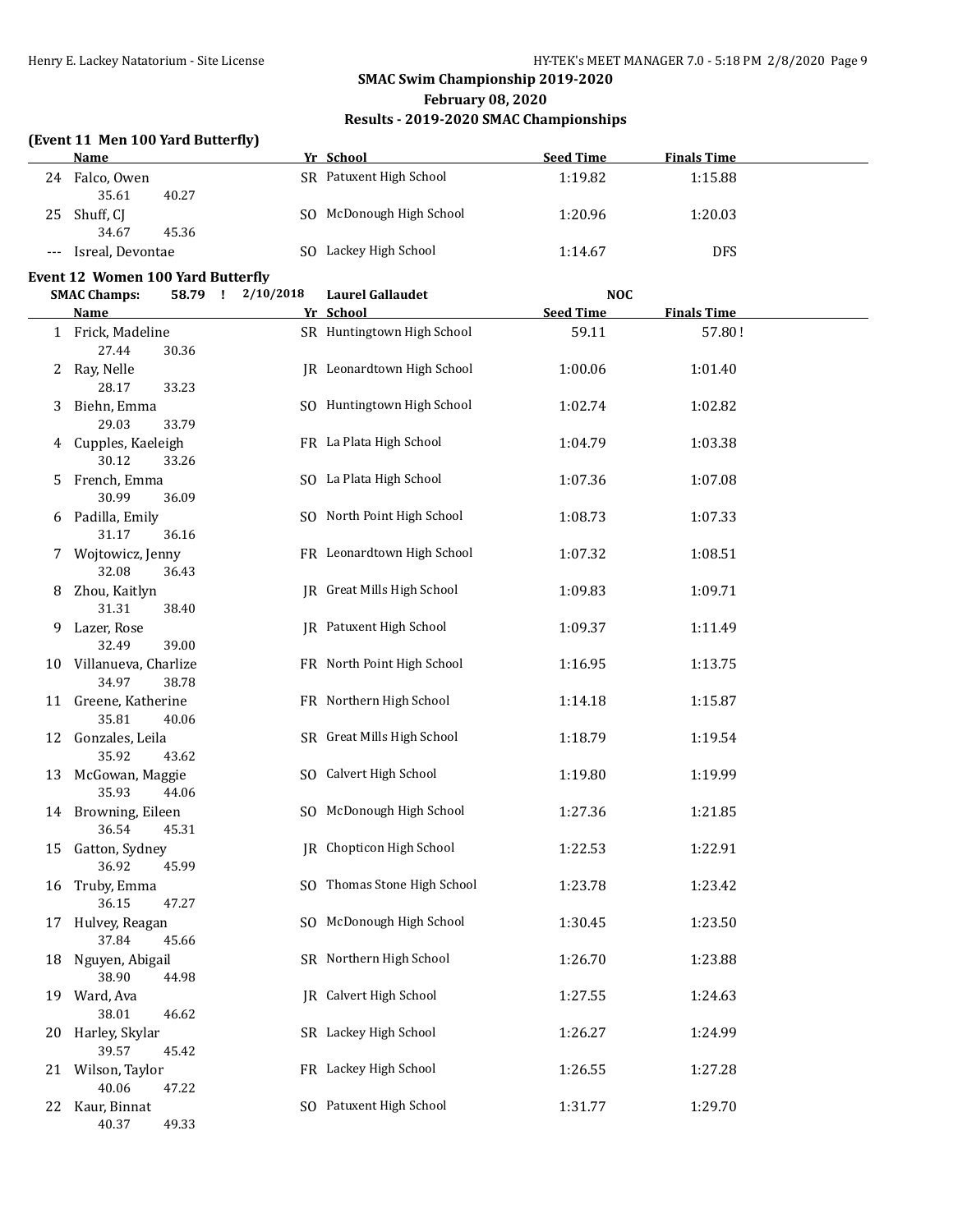## SMAC Swim Championship 2019-2020

**February 08, 2020**

**Results - 2019-2020 SMAC Championships**

### (Event 11 Men 100 Yard Butterfly)

| | Name | Yr | School | Seed Time | Finals Time |
|---|---|---|---|---|---|
| 24 | Falco, Owen | SR | Patuxent High School | 1:19.82 | 1:15.88 |
| | 35.61 40.27 | | | | |
| 25 | Shuff, CJ | SO | McDonough High School | 1:20.96 | 1:20.03 |
| | 34.67 45.36 | | | | |
| --- | Isreal, Devontae | SO | Lackey High School | 1:14.67 | DFS |

### Event 12 Women 100 Yard Butterfly

SMAC Champs: 58.79 ! 2/10/2018 Laurel Gallaudet NOC

| | Name | Yr | School | Seed Time | Finals Time |
|---|---|---|---|---|---|
| 1 | Frick, Madeline | SR | Huntingtown High School | 59.11 | 57.80 ! |
| | 27.44 30.36 | | | | |
| 2 | Ray, Nelle | JR | Leonardtown High School | 1:00.06 | 1:01.40 |
| | 28.17 33.23 | | | | |
| 3 | Biehn, Emma | SO | Huntingtown High School | 1:02.74 | 1:02.82 |
| | 29.03 33.79 | | | | |
| 4 | Cupples, Kaeleigh | FR | La Plata High School | 1:04.79 | 1:03.38 |
| | 30.12 33.26 | | | | |
| 5 | French, Emma | SO | La Plata High School | 1:07.36 | 1:07.08 |
| | 30.99 36.09 | | | | |
| 6 | Padilla, Emily | SO | North Point High School | 1:08.73 | 1:07.33 |
| | 31.17 36.16 | | | | |
| 7 | Wojtowicz, Jenny | FR | Leonardtown High School | 1:07.32 | 1:08.51 |
| | 32.08 36.43 | | | | |
| 8 | Zhou, Kaitlyn | JR | Great Mills High School | 1:09.83 | 1:09.71 |
| | 31.31 38.40 | | | | |
| 9 | Lazer, Rose | JR | Patuxent High School | 1:09.37 | 1:11.49 |
| | 32.49 39.00 | | | | |
| 10 | Villanueva, Charlize | FR | North Point High School | 1:16.95 | 1:13.75 |
| | 34.97 38.78 | | | | |
| 11 | Greene, Katherine | FR | Northern High School | 1:14.18 | 1:15.87 |
| | 35.81 40.06 | | | | |
| 12 | Gonzales, Leila | SR | Great Mills High School | 1:18.79 | 1:19.54 |
| | 35.92 43.62 | | | | |
| 13 | McGowan, Maggie | SO | Calvert High School | 1:19.80 | 1:19.99 |
| | 35.93 44.06 | | | | |
| 14 | Browning, Eileen | SO | McDonough High School | 1:27.36 | 1:21.85 |
| | 36.54 45.31 | | | | |
| 15 | Gatton, Sydney | JR | Chopticon High School | 1:22.53 | 1:22.91 |
| | 36.92 45.99 | | | | |
| 16 | Truby, Emma | SO | Thomas Stone High School | 1:23.78 | 1:23.42 |
| | 36.15 47.27 | | | | |
| 17 | Hulvey, Reagan | SO | McDonough High School | 1:30.45 | 1:23.50 |
| | 37.84 45.66 | | | | |
| 18 | Nguyen, Abigail | SR | Northern High School | 1:26.70 | 1:23.88 |
| | 38.90 44.98 | | | | |
| 19 | Ward, Ava | JR | Calvert High School | 1:27.55 | 1:24.63 |
| | 38.01 46.62 | | | | |
| 20 | Harley, Skylar | SR | Lackey High School | 1:26.27 | 1:24.99 |
| | 39.57 45.42 | | | | |
| 21 | Wilson, Taylor | FR | Lackey High School | 1:26.55 | 1:27.28 |
| | 40.06 47.22 | | | | |
| 22 | Kaur, Binnat | SO | Patuxent High School | 1:31.77 | 1:29.70 |
| | 40.37 49.33 | | | | |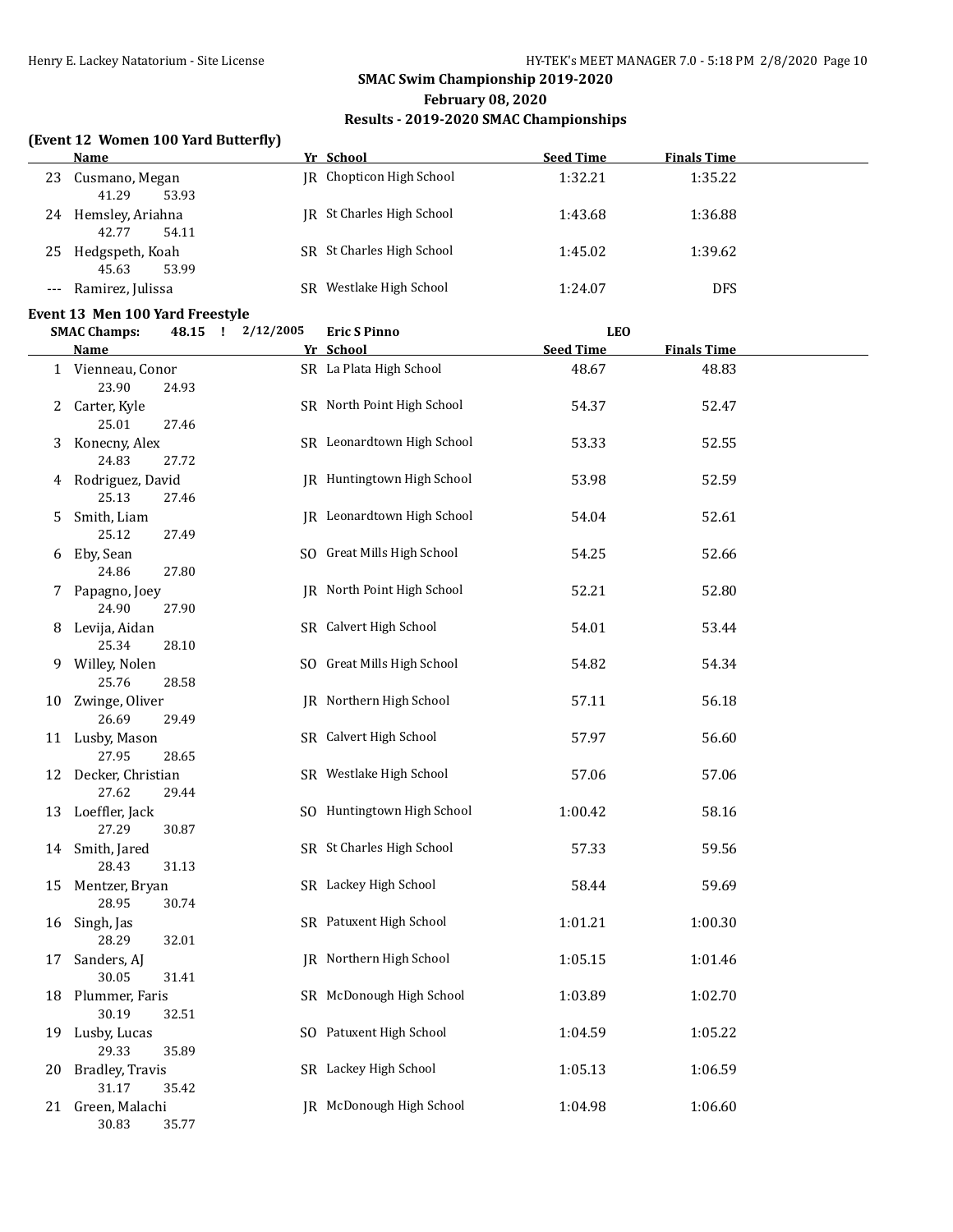## SMAC Swim Championship 2019-2020

### February 08, 2020

### Results - 2019-2020 SMAC Championships

**(Event 12 Women 100 Yard Butterfly)**

| | Name | Yr | School | Seed Time | Finals Time |
|---|---|---|---|---|---|
| 23 | Cusmano, Megan | JR | Chopticon High School | 1:32.21 | 1:35.22 |
| | 41.29 53.93 | | | | |
| 24 | Hemsley, Ariahna | JR | St Charles High School | 1:43.68 | 1:36.88 |
| | 42.77 54.11 | | | | |
| 25 | Hedgspeth, Koah | SR | St Charles High School | 1:45.02 | 1:39.62 |
| | 45.63 53.99 | | | | |
| --- | Ramirez, Julissa | SR | Westlake High School | 1:24.07 | DFS |

**Event 13 Men 100 Yard Freestyle**

SMAC Champs: 48.15 ! 2/12/2005 Eric S Pinno LEO

| | Name | Yr | School | Seed Time | Finals Time |
|---|---|---|---|---|---|
| 1 | Vienneau, Conor | SR | La Plata High School | 48.67 | 48.83 |
| | 23.90 24.93 | | | | |
| 2 | Carter, Kyle | SR | North Point High School | 54.37 | 52.47 |
| | 25.01 27.46 | | | | |
| 3 | Konecny, Alex | SR | Leonardtown High School | 53.33 | 52.55 |
| | 24.83 27.72 | | | | |
| 4 | Rodriguez, David | JR | Huntingtown High School | 53.98 | 52.59 |
| | 25.13 27.46 | | | | |
| 5 | Smith, Liam | JR | Leonardtown High School | 54.04 | 52.61 |
| | 25.12 27.49 | | | | |
| 6 | Eby, Sean | SO | Great Mills High School | 54.25 | 52.66 |
| | 24.86 27.80 | | | | |
| 7 | Papagno, Joey | JR | North Point High School | 52.21 | 52.80 |
| | 24.90 27.90 | | | | |
| 8 | Levija, Aidan | SR | Calvert High School | 54.01 | 53.44 |
| | 25.34 28.10 | | | | |
| 9 | Willey, Nolen | SO | Great Mills High School | 54.82 | 54.34 |
| | 25.76 28.58 | | | | |
| 10 | Zwinge, Oliver | JR | Northern High School | 57.11 | 56.18 |
| | 26.69 29.49 | | | | |
| 11 | Lusby, Mason | SR | Calvert High School | 57.97 | 56.60 |
| | 27.95 28.65 | | | | |
| 12 | Decker, Christian | SR | Westlake High School | 57.06 | 57.06 |
| | 27.62 29.44 | | | | |
| 13 | Loeffler, Jack | SO | Huntingtown High School | 1:00.42 | 58.16 |
| | 27.29 30.87 | | | | |
| 14 | Smith, Jared | SR | St Charles High School | 57.33 | 59.56 |
| | 28.43 31.13 | | | | |
| 15 | Mentzer, Bryan | SR | Lackey High School | 58.44 | 59.69 |
| | 28.95 30.74 | | | | |
| 16 | Singh, Jas | SR | Patuxent High School | 1:01.21 | 1:00.30 |
| | 28.29 32.01 | | | | |
| 17 | Sanders, AJ | JR | Northern High School | 1:05.15 | 1:01.46 |
| | 30.05 31.41 | | | | |
| 18 | Plummer, Faris | SR | McDonough High School | 1:03.89 | 1:02.70 |
| | 30.19 32.51 | | | | |
| 19 | Lusby, Lucas | SO | Patuxent High School | 1:04.59 | 1:05.22 |
| | 29.33 35.89 | | | | |
| 20 | Bradley, Travis | SR | Lackey High School | 1:05.13 | 1:06.59 |
| | 31.17 35.42 | | | | |
| 21 | Green, Malachi | JR | McDonough High School | 1:04.98 | 1:06.60 |
| | 30.83 35.77 | | | | |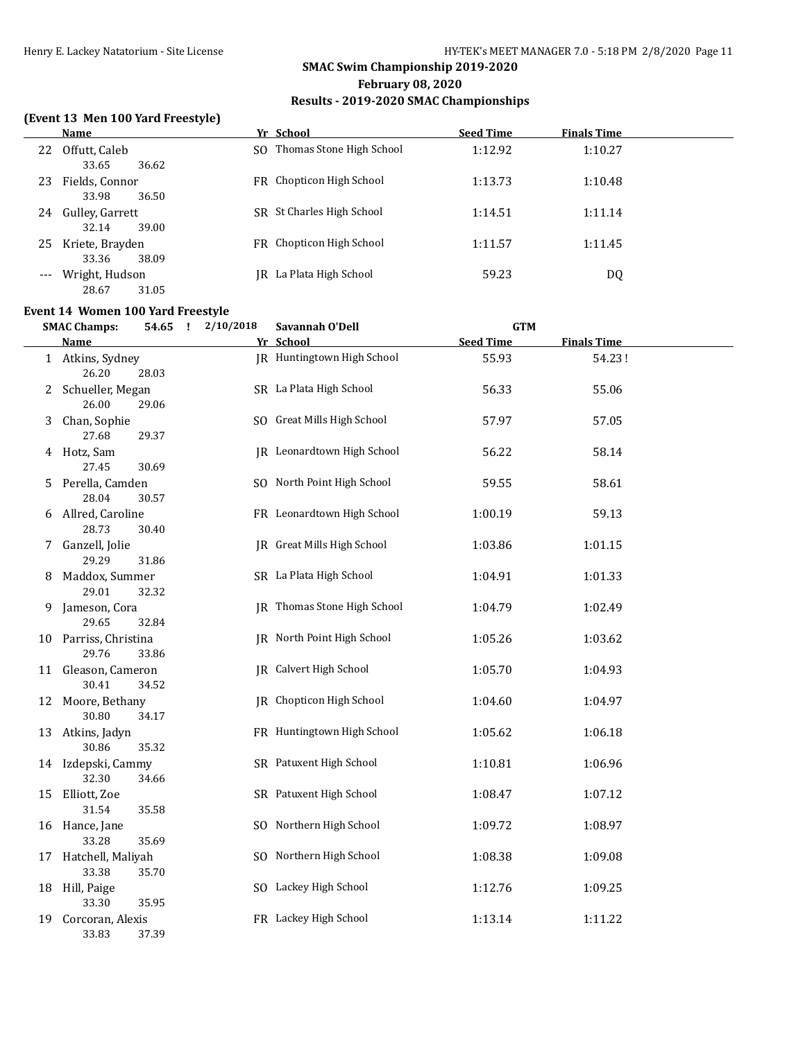## SMAC Swim Championship 2019-2020

**February 08, 2020**

**Results - 2019-2020 SMAC Championships**

### (Event 13 Men 100 Yard Freestyle)

| | Name | Yr | School | Seed Time | Finals Time |
|---|---|---|---|---|---|
| 22 | Offutt, Caleb | SO | Thomas Stone High School | 1:12.92 | 1:10.27 |
| | 33.65 36.62 | | | | |
| 23 | Fields, Connor | FR | Chopticon High School | 1:13.73 | 1:10.48 |
| | 33.98 36.50 | | | | |
| 24 | Gulley, Garrett | SR | St Charles High School | 1:14.51 | 1:11.14 |
| | 32.14 39.00 | | | | |
| 25 | Kriete, Brayden | FR | Chopticon High School | 1:11.57 | 1:11.45 |
| | 33.36 38.09 | | | | |
| --- | Wright, Hudson | JR | La Plata High School | 59.23 | DQ |
| | 28.67 31.05 | | | | |

### Event 14 Women 100 Yard Freestyle

SMAC Champs: 54.65 ! 2/10/2018 Savannah O'Dell GTM

| | Name | Yr | School | Seed Time | Finals Time |
|---|---|---|---|---|---|
| 1 | Atkins, Sydney | JR | Huntingtown High School | 55.93 | 54.23 ! |
| | 26.20 28.03 | | | | |
| 2 | Schueller, Megan | SR | La Plata High School | 56.33 | 55.06 |
| | 26.00 29.06 | | | | |
| 3 | Chan, Sophie | SO | Great Mills High School | 57.97 | 57.05 |
| | 27.68 29.37 | | | | |
| 4 | Hotz, Sam | JR | Leonardtown High School | 56.22 | 58.14 |
| | 27.45 30.69 | | | | |
| 5 | Perella, Camden | SO | North Point High School | 59.55 | 58.61 |
| | 28.04 30.57 | | | | |
| 6 | Allred, Caroline | FR | Leonardtown High School | 1:00.19 | 59.13 |
| | 28.73 30.40 | | | | |
| 7 | Ganzell, Jolie | JR | Great Mills High School | 1:03.86 | 1:01.15 |
| | 29.29 31.86 | | | | |
| 8 | Maddox, Summer | SR | La Plata High School | 1:04.91 | 1:01.33 |
| | 29.01 32.32 | | | | |
| 9 | Jameson, Cora | JR | Thomas Stone High School | 1:04.79 | 1:02.49 |
| | 29.65 32.84 | | | | |
| 10 | Parriss, Christina | JR | North Point High School | 1:05.26 | 1:03.62 |
| | 29.76 33.86 | | | | |
| 11 | Gleason, Cameron | JR | Calvert High School | 1:05.70 | 1:04.93 |
| | 30.41 34.52 | | | | |
| 12 | Moore, Bethany | JR | Chopticon High School | 1:04.60 | 1:04.97 |
| | 30.80 34.17 | | | | |
| 13 | Atkins, Jadyn | FR | Huntingtown High School | 1:05.62 | 1:06.18 |
| | 30.86 35.32 | | | | |
| 14 | Izdepski, Cammy | SR | Patuxent High School | 1:10.81 | 1:06.96 |
| | 32.30 34.66 | | | | |
| 15 | Elliott, Zoe | SR | Patuxent High School | 1:08.47 | 1:07.12 |
| | 31.54 35.58 | | | | |
| 16 | Hance, Jane | SO | Northern High School | 1:09.72 | 1:08.97 |
| | 33.28 35.69 | | | | |
| 17 | Hatchell, Maliyah | SO | Northern High School | 1:08.38 | 1:09.08 |
| | 33.38 35.70 | | | | |
| 18 | Hill, Paige | SO | Lackey High School | 1:12.76 | 1:09.25 |
| | 33.30 35.95 | | | | |
| 19 | Corcoran, Alexis | FR | Lackey High School | 1:13.14 | 1:11.22 |
| | 33.83 37.39 | | | | |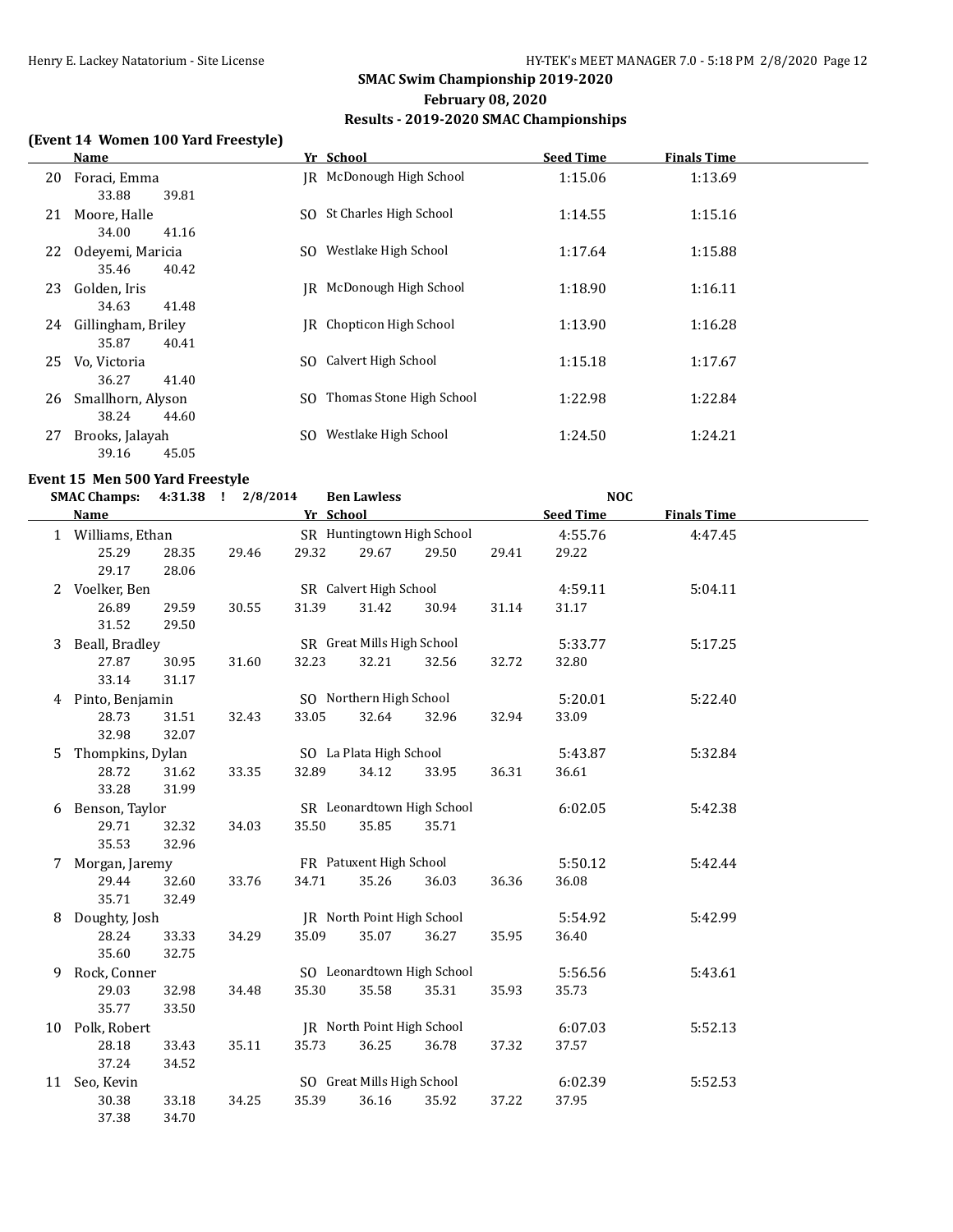## SMAC Swim Championship 2019-2020
### February 08, 2020
### Results - 2019-2020 SMAC Championships

**(Event 14 Women 100 Yard Freestyle)**

| | Name | Yr | School | Seed Time | Finals Time |
|---|---|---|---|---|---|
| 20 | Foraci, Emma | JR | McDonough High School | 1:15.06 | 1:13.69 |
| | 33.88 39.81 | | | | |
| 21 | Moore, Halle | SO | St Charles High School | 1:14.55 | 1:15.16 |
| | 34.00 41.16 | | | | |
| 22 | Odeyemi, Maricia | SO | Westlake High School | 1:17.64 | 1:15.88 |
| | 35.46 40.42 | | | | |
| 23 | Golden, Iris | JR | McDonough High School | 1:18.90 | 1:16.11 |
| | 34.63 41.48 | | | | |
| 24 | Gillingham, Briley | JR | Chopticon High School | 1:13.90 | 1:16.28 |
| | 35.87 40.41 | | | | |
| 25 | Vo, Victoria | SO | Calvert High School | 1:15.18 | 1:17.67 |
| | 36.27 41.40 | | | | |
| 26 | Smallhorn, Alyson | SO | Thomas Stone High School | 1:22.98 | 1:22.84 |
| | 38.24 44.60 | | | | |
| 27 | Brooks, Jalayah | SO | Westlake High School | 1:24.50 | 1:24.21 |
| | 39.16 45.05 | | | | |

**Event 15 Men 500 Yard Freestyle**

SMAC Champs: 4:31.38 ! 2/8/2014 Ben Lawless NOC

| | Name | Yr | School | Seed Time | Finals Time |
|---|---|---|---|---|---|
| 1 | Williams, Ethan | SR | Huntingtown High School | 4:55.76 | 4:47.45 |
| | 25.29 28.35 29.46 29.32 29.67 29.50 29.41 29.22 29.17 28.06 | | | | |
| 2 | Voelker, Ben | SR | Calvert High School | 4:59.11 | 5:04.11 |
| | 26.89 29.59 30.55 31.39 31.42 30.94 31.14 31.17 31.52 29.50 | | | | |
| 3 | Beall, Bradley | SR | Great Mills High School | 5:33.77 | 5:17.25 |
| | 27.87 30.95 31.60 32.23 32.21 32.56 32.72 32.80 33.14 31.17 | | | | |
| 4 | Pinto, Benjamin | SO | Northern High School | 5:20.01 | 5:22.40 |
| | 28.73 31.51 32.43 33.05 32.64 32.96 32.94 33.09 32.98 32.07 | | | | |
| 5 | Thompkins, Dylan | SO | La Plata High School | 5:43.87 | 5:32.84 |
| | 28.72 31.62 33.35 32.89 34.12 33.95 36.31 36.61 33.28 31.99 | | | | |
| 6 | Benson, Taylor | SR | Leonardtown High School | 6:02.05 | 5:42.38 |
| | 29.71 32.32 34.03 35.50 35.85 35.71 35.53 32.96 | | | | |
| 7 | Morgan, Jaremy | FR | Patuxent High School | 5:50.12 | 5:42.44 |
| | 29.44 32.60 33.76 34.71 35.26 36.03 36.36 36.08 35.71 32.49 | | | | |
| 8 | Doughty, Josh | JR | North Point High School | 5:54.92 | 5:42.99 |
| | 28.24 33.33 34.29 35.09 35.07 36.27 35.95 36.40 35.60 32.75 | | | | |
| 9 | Rock, Conner | SO | Leonardtown High School | 5:56.56 | 5:43.61 |
| | 29.03 32.98 34.48 35.30 35.58 35.31 35.93 35.73 35.77 33.50 | | | | |
| 10 | Polk, Robert | JR | North Point High School | 6:07.03 | 5:52.13 |
| | 28.18 33.43 35.11 35.73 36.25 36.78 37.32 37.57 37.24 34.52 | | | | |
| 11 | Seo, Kevin | SO | Great Mills High School | 6:02.39 | 5:52.53 |
| | 30.38 33.18 34.25 35.39 36.16 35.92 37.22 37.95 37.38 34.70 | | | | |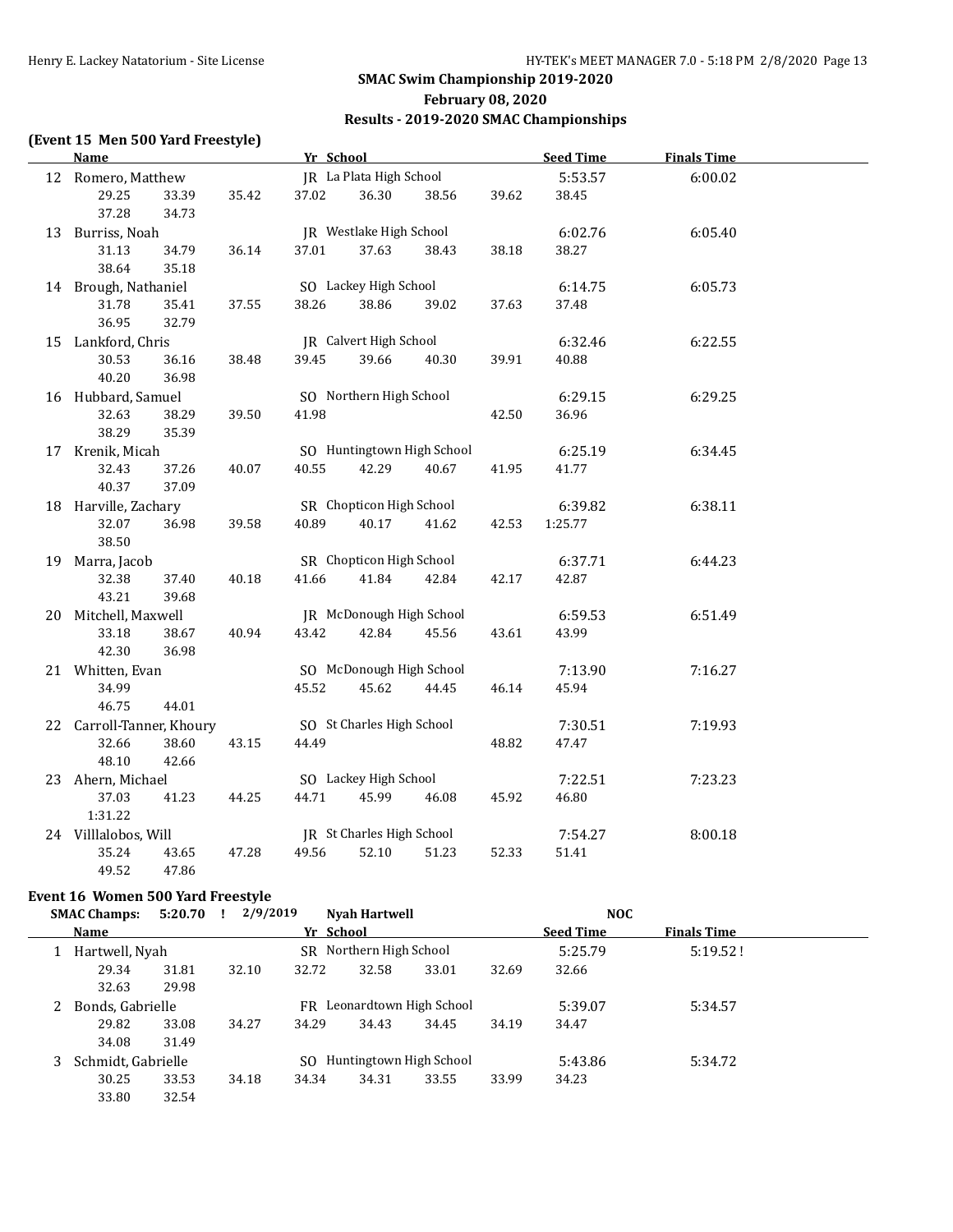## (Event 15 Men 500 Yard Freestyle)

| Place | Name | Yr | School | Seed Time | Finals Time | 50 | 100 | 150 | 200 | 250 | 300 | 350 | 400 | 450 | 500 |
|---|---|---|---|---|---|---|---|---|---|---|---|---|---|---|---|
| 12 | Romero, Matthew | JR | La Plata High School | 5:53.57 | 6:00.02 | 29.25 | 33.39 | 35.42 | 37.02 | 36.30 | 38.56 | 39.62 | 38.45 | 37.28 | 34.73 |
| 13 | Burriss, Noah | JR | Westlake High School | 6:02.76 | 6:05.40 | 31.13 | 34.79 | 36.14 | 37.01 | 37.63 | 38.43 | 38.18 | 38.27 | 38.64 | 35.18 |
| 14 | Brough, Nathaniel | SO | Lackey High School | 6:14.75 | 6:05.73 | 31.78 | 35.41 | 37.55 | 38.26 | 38.86 | 39.02 | 37.63 | 37.48 | 36.95 | 32.79 |
| 15 | Lankford, Chris | JR | Calvert High School | 6:32.46 | 6:22.55 | 30.53 | 36.16 | 38.48 | 39.45 | 39.66 | 40.30 | 39.91 | 40.88 | 40.20 | 36.98 |
| 16 | Hubbard, Samuel | SO | Northern High School | 6:29.15 | 6:29.25 | 32.63 | 38.29 | 39.50 | 41.98 | | | 42.50 | 36.96 | 38.29 | 35.39 |
| 17 | Krenik, Micah | SO | Huntingtown High School | 6:25.19 | 6:34.45 | 32.43 | 37.26 | 40.07 | 40.55 | 42.29 | 40.67 | 41.95 | 41.77 | 40.37 | 37.09 |
| 18 | Harville, Zachary | SR | Chopticon High School | 6:39.82 | 6:38.11 | 32.07 | 36.98 | 39.58 | 40.89 | 40.17 | 41.62 | 42.53 | 1:25.77 | 38.50 | |
| 19 | Marra, Jacob | SR | Chopticon High School | 6:37.71 | 6:44.23 | 32.38 | 37.40 | 40.18 | 41.66 | 41.84 | 42.84 | 42.17 | 42.87 | 43.21 | 39.68 |
| 20 | Mitchell, Maxwell | JR | McDonough High School | 6:59.53 | 6:51.49 | 33.18 | 38.67 | 40.94 | 43.42 | 42.84 | 45.56 | 43.61 | 43.99 | 42.30 | 36.98 |
| 21 | Whitten, Evan | SO | McDonough High School | 7:13.90 | 7:16.27 | 34.99 | | | 45.52 | 45.62 | 44.45 | 46.14 | 45.94 | 46.75 | 44.01 |
| 22 | Carroll-Tanner, Khoury | SO | St Charles High School | 7:30.51 | 7:19.93 | 32.66 | 38.60 | 43.15 | 44.49 | | | 48.82 | 47.47 | 48.10 | 42.66 |
| 23 | Ahern, Michael | SO | Lackey High School | 7:22.51 | 7:23.23 | 37.03 | 41.23 | 44.25 | 44.71 | 45.99 | 46.08 | 45.92 | 46.80 | 1:31.22 | |
| 24 | Villlalobos, Will | JR | St Charles High School | 7:54.27 | 8:00.18 | 35.24 | 43.65 | 47.28 | 49.56 | 52.10 | 51.23 | 52.33 | 51.41 | 49.52 | 47.86 |

## Event 16 Women 500 Yard Freestyle

**SMAC Champs:** 5:20.70 ! 2/9/2019 **Nyah Hartwell** **NOC**

| Place | Name | Yr | School | Seed Time | Finals Time | 50 | 100 | 150 | 200 | 250 | 300 | 350 | 400 | 450 | 500 |
|---|---|---|---|---|---|---|---|---|---|---|---|---|---|---|---|
| 1 | Hartwell, Nyah | SR | Northern High School | 5:25.79 | 5:19.52 ! | 29.34 | 31.81 | 32.10 | 32.72 | 32.58 | 33.01 | 32.69 | 32.66 | 32.63 | 29.98 |
| 2 | Bonds, Gabrielle | FR | Leonardtown High School | 5:39.07 | 5:34.57 | 29.82 | 33.08 | 34.27 | 34.29 | 34.43 | 34.45 | 34.19 | 34.47 | 34.08 | 31.49 |
| 3 | Schmidt, Gabrielle | SO | Huntingtown High School | 5:43.86 | 5:34.72 | 30.25 | 33.53 | 34.18 | 34.34 | 34.31 | 33.55 | 33.99 | 34.23 | 33.80 | 32.54 |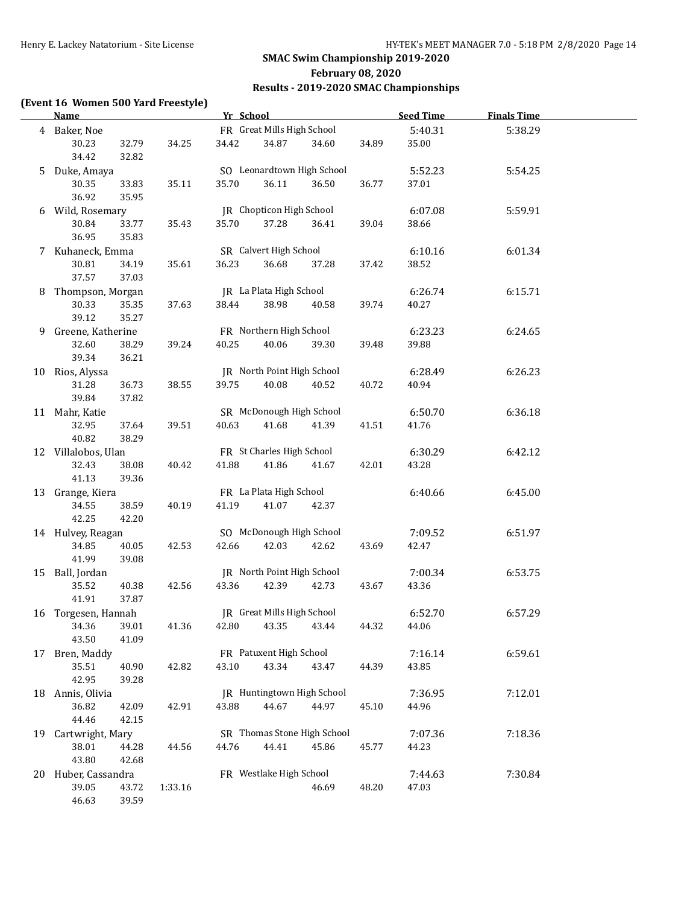## SMAC Swim Championship 2019-2020

**February 08, 2020**

**Results - 2019-2020 SMAC Championships**

**(Event 16 Women 500 Yard Freestyle)**

| | Name | Yr | School | Seed Time | Finals Time |
|---|---|---|---|---|---|
| 4 | Baker, Noe | FR | Great Mills High School | 5:40.31 | 5:38.29 |
| | 30.23 32.79 34.25 34.42 34.87 34.60 34.89 35.00 34.42 32.82 | | | | |
| 5 | Duke, Amaya | SO | Leonardtown High School | 5:52.23 | 5:54.25 |
| | 30.35 33.83 35.11 35.70 36.11 36.50 36.77 37.01 36.92 35.95 | | | | |
| 6 | Wild, Rosemary | JR | Chopticon High School | 6:07.08 | 5:59.91 |
| | 30.84 33.77 35.43 35.70 37.28 36.41 39.04 38.66 36.95 35.83 | | | | |
| 7 | Kuhaneck, Emma | SR | Calvert High School | 6:10.16 | 6:01.34 |
| | 30.81 34.19 35.61 36.23 36.68 37.28 37.42 38.52 37.57 37.03 | | | | |
| 8 | Thompson, Morgan | JR | La Plata High School | 6:26.74 | 6:15.71 |
| | 30.33 35.35 37.63 38.44 38.98 40.58 39.74 40.27 39.12 35.27 | | | | |
| 9 | Greene, Katherine | FR | Northern High School | 6:23.23 | 6:24.65 |
| | 32.60 38.29 39.24 40.25 40.06 39.30 39.48 39.88 39.34 36.21 | | | | |
| 10 | Rios, Alyssa | JR | North Point High School | 6:28.49 | 6:26.23 |
| | 31.28 36.73 38.55 39.75 40.08 40.52 40.72 40.94 39.84 37.82 | | | | |
| 11 | Mahr, Katie | SR | McDonough High School | 6:50.70 | 6:36.18 |
| | 32.95 37.64 39.51 40.63 41.68 41.39 41.51 41.76 40.82 38.29 | | | | |
| 12 | Villalobos, Ulan | FR | St Charles High School | 6:30.29 | 6:42.12 |
| | 32.43 38.08 40.42 41.88 41.86 41.67 42.01 43.28 41.13 39.36 | | | | |
| 13 | Grange, Kiera | FR | La Plata High School | 6:40.66 | 6:45.00 |
| | 34.55 38.59 40.19 41.19 41.07 42.37 42.25 42.20 | | | | |
| 14 | Hulvey, Reagan | SO | McDonough High School | 7:09.52 | 6:51.97 |
| | 34.85 40.05 42.53 42.66 42.03 42.62 43.69 42.47 41.99 39.08 | | | | |
| 15 | Ball, Jordan | JR | North Point High School | 7:00.34 | 6:53.75 |
| | 35.52 40.38 42.56 43.36 42.39 42.73 43.67 43.36 41.91 37.87 | | | | |
| 16 | Torgesen, Hannah | JR | Great Mills High School | 6:52.70 | 6:57.29 |
| | 34.36 39.01 41.36 42.80 43.35 43.44 44.32 44.06 43.50 41.09 | | | | |
| 17 | Bren, Maddy | FR | Patuxent High School | 7:16.14 | 6:59.61 |
| | 35.51 40.90 42.82 43.10 43.34 43.47 44.39 43.85 42.95 39.28 | | | | |
| 18 | Annis, Olivia | JR | Huntingtown High School | 7:36.95 | 7:12.01 |
| | 36.82 42.09 42.91 43.88 44.67 44.97 45.10 44.96 44.46 42.15 | | | | |
| 19 | Cartwright, Mary | SR | Thomas Stone High School | 7:07.36 | 7:18.36 |
| | 38.01 44.28 44.56 44.76 44.41 45.86 45.77 44.23 43.80 42.68 | | | | |
| 20 | Huber, Cassandra | FR | Westlake High School | 7:44.63 | 7:30.84 |
| | 39.05 43.72 1:33.16 46.69 48.20 47.03 46.63 39.59 | | | | |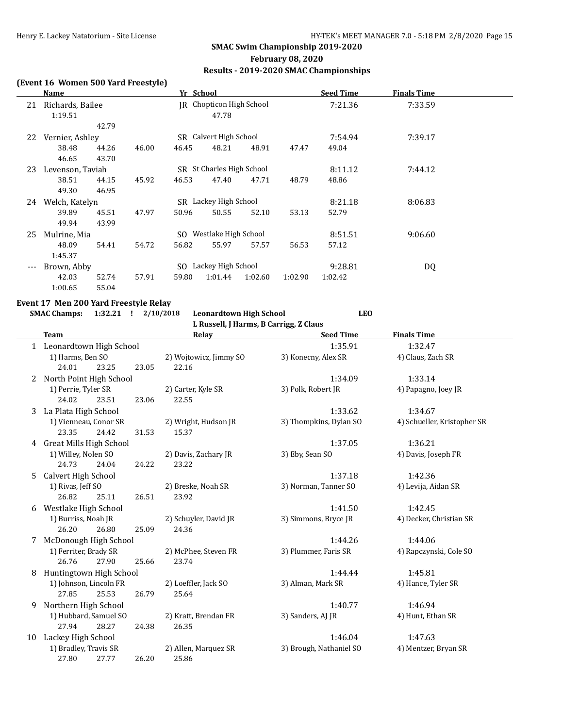## SMAC Swim Championship 2019-2020
### February 08, 2020
### Results - 2019-2020 SMAC Championships

**(Event 16 Women 500 Yard Freestyle)**

| | Name | Yr | School | Seed Time | Finals Time |
|---|---|---|---|---|---|
| 21 | Richards, Bailee | JR | Chopticon High School | 7:21.36 | 7:33.59 |
| | 1:19.51 | | 47.78 | | |
| | 42.79 | | | | |
| 22 | Vernier, Ashley | SR | Calvert High School | 7:54.94 | 7:39.17 |
| | 38.48 44.26 46.00 46.45 48.21 48.91 47.47 49.04 | | | | |
| | 46.65 43.70 | | | | |
| 23 | Levenson, Taviah | SR | St Charles High School | 8:11.12 | 7:44.12 |
| | 38.51 44.15 45.92 46.53 47.40 47.71 48.79 48.86 | | | | |
| | 49.30 46.95 | | | | |
| 24 | Welch, Katelyn | SR | Lackey High School | 8:21.18 | 8:06.83 |
| | 39.89 45.51 47.97 50.96 50.55 52.10 53.13 52.79 | | | | |
| | 49.94 43.99 | | | | |
| 25 | Mulrine, Mia | SO | Westlake High School | 8:51.51 | 9:06.60 |
| | 48.09 54.41 54.72 56.82 55.97 57.57 56.53 57.12 | | | | |
| | 1:45.37 | | | | |
| --- | Brown, Abby | SO | Lackey High School | 9:28.81 | DQ |
| | 42.03 52.74 57.91 59.80 1:01.44 1:02.60 1:02.90 1:02.42 | | | | |
| | 1:00.65 55.04 | | | | |

**Event 17 Men 200 Yard Freestyle Relay**

**SMAC Champs: 1:32.21 ! 2/10/2018 Leonardtown High School LEO**
**L Russell, J Harms, B Carrigg, Z Claus**

| | Team | Relay | | Seed Time | Finals Time |
|---|---|---|---|---|---|
| 1 | Leonardtown High School | | | 1:35.91 | 1:32.47 |
| | 1) Harms, Ben SO | 2) Wojtowicz, Jimmy SO | 3) Konecny, Alex SR | 4) Claus, Zach SR | |
| | 24.01 23.25 23.05 22.16 | | | | |
| 2 | North Point High School | | | 1:34.09 | 1:33.14 |
| | 1) Perrie, Tyler SR | 2) Carter, Kyle SR | 3) Polk, Robert JR | 4) Papagno, Joey JR | |
| | 24.02 23.51 23.06 22.55 | | | | |
| 3 | La Plata High School | | | 1:33.62 | 1:34.67 |
| | 1) Vienneau, Conor SR | 2) Wright, Hudson JR | 3) Thompkins, Dylan SO | 4) Schueller, Kristopher SR | |
| | 23.35 24.42 31.53 15.37 | | | | |
| 4 | Great Mills High School | | | 1:37.05 | 1:36.21 |
| | 1) Willey, Nolen SO | 2) Davis, Zachary JR | 3) Eby, Sean SO | 4) Davis, Joseph FR | |
| | 24.73 24.04 24.22 23.22 | | | | |
| 5 | Calvert High School | | | 1:37.18 | 1:42.36 |
| | 1) Rivas, Jeff SO | 2) Breske, Noah SR | 3) Norman, Tanner SO | 4) Levija, Aidan SR | |
| | 26.82 25.11 26.51 23.92 | | | | |
| 6 | Westlake High School | | | 1:41.50 | 1:42.45 |
| | 1) Burriss, Noah JR | 2) Schuyler, David JR | 3) Simmons, Bryce JR | 4) Decker, Christian SR | |
| | 26.20 26.80 25.09 24.36 | | | | |
| 7 | McDonough High School | | | 1:44.26 | 1:44.06 |
| | 1) Ferriter, Brady SR | 2) McPhee, Steven FR | 3) Plummer, Faris SR | 4) Rapczynski, Cole SO | |
| | 26.76 27.90 25.66 23.74 | | | | |
| 8 | Huntingtown High School | | | 1:44.44 | 1:45.81 |
| | 1) Johnson, Lincoln FR | 2) Loeffler, Jack SO | 3) Alman, Mark SR | 4) Hance, Tyler SR | |
| | 27.85 25.53 26.79 25.64 | | | | |
| 9 | Northern High School | | | 1:40.77 | 1:46.94 |
| | 1) Hubbard, Samuel SO | 2) Kratt, Brendan FR | 3) Sanders, AJ JR | 4) Hunt, Ethan SR | |
| | 27.94 28.27 24.38 26.35 | | | | |
| 10 | Lackey High School | | | 1:46.04 | 1:47.63 |
| | 1) Bradley, Travis SR | 2) Allen, Marquez SR | 3) Brough, Nathaniel SO | 4) Mentzer, Bryan SR | |
| | 27.80 27.77 26.20 25.86 | | | | |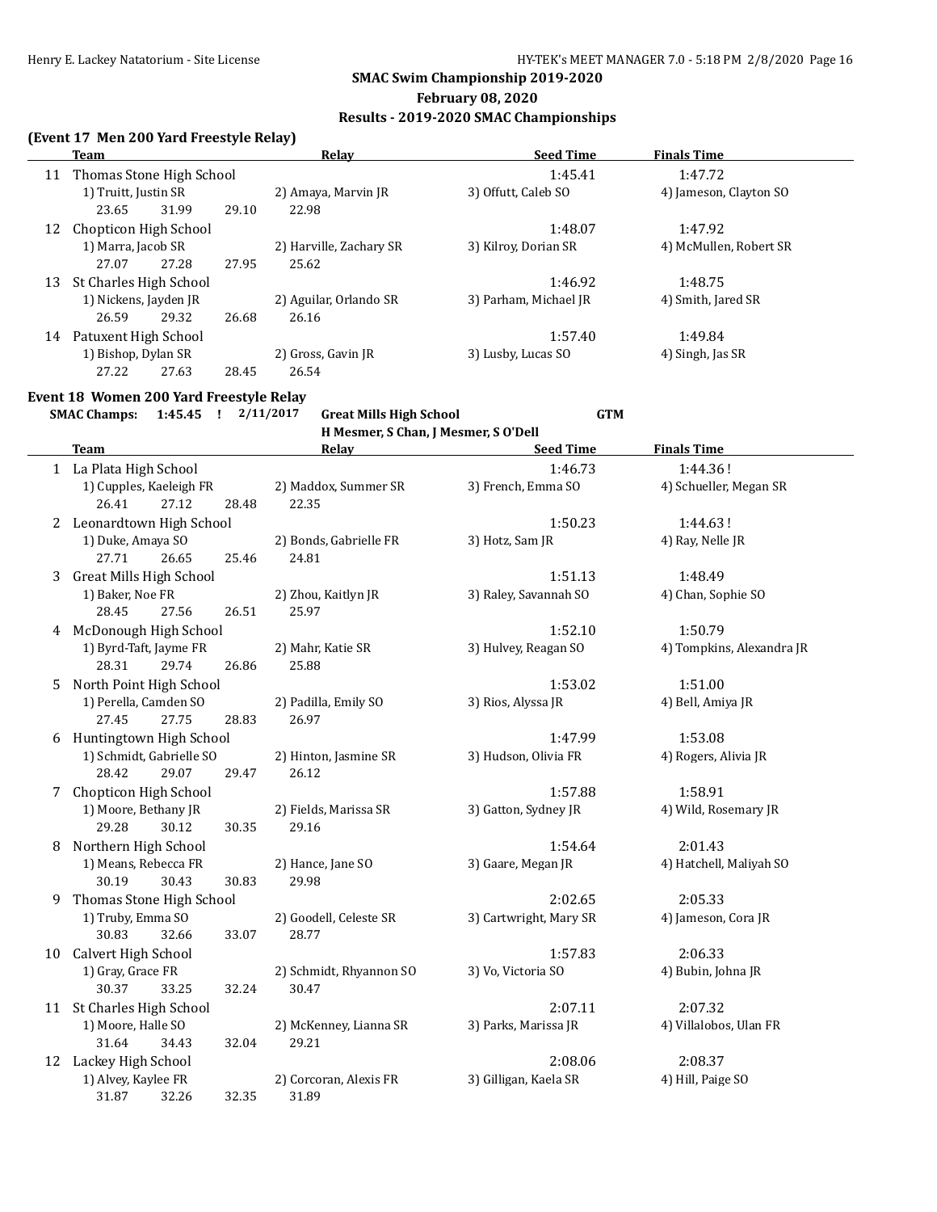SMAC Swim Championship 2019-2020

February 08, 2020

Results - 2019-2020 SMAC Championships

### (Event 17 Men 200 Yard Freestyle Relay)

| | Team | Relay | Seed Time | Finals Time |
|---|---|---|---|---|
| 11 | Thomas Stone High School | | 1:45.41 | 1:47.72 |
| | 1) Truitt, Justin SR | 2) Amaya, Marvin JR | 3) Offutt, Caleb SO | 4) Jameson, Clayton SO |
| | 23.65 31.99 29.10 22.98 | | | |
| 12 | Chopticon High School | | 1:48.07 | 1:47.92 |
| | 1) Marra, Jacob SR | 2) Harville, Zachary SR | 3) Kilroy, Dorian SR | 4) McMullen, Robert SR |
| | 27.07 27.28 27.95 25.62 | | | |
| 13 | St Charles High School | | 1:46.92 | 1:48.75 |
| | 1) Nickens, Jayden JR | 2) Aguilar, Orlando SR | 3) Parham, Michael JR | 4) Smith, Jared SR |
| | 26.59 29.32 26.68 26.16 | | | |
| 14 | Patuxent High School | | 1:57.40 | 1:49.84 |
| | 1) Bishop, Dylan SR | 2) Gross, Gavin JR | 3) Lusby, Lucas SO | 4) Singh, Jas SR |
| | 27.22 27.63 28.45 26.54 | | | |

### Event 18 Women 200 Yard Freestyle Relay

**SMAC Champs: 1:45.45 ! 2/11/2017 Great Mills High School GTM**

**H Mesmer, S Chan, J Mesmer, S O'Dell**

| | Team | Relay | Seed Time | Finals Time |
|---|---|---|---|---|
| 1 | La Plata High School | | 1:46.73 | 1:44.36 ! |
| | 1) Cupples, Kaeleigh FR | 2) Maddox, Summer SR | 3) French, Emma SO | 4) Schueller, Megan SR |
| | 26.41 27.12 28.48 22.35 | | | |
| 2 | Leonardtown High School | | 1:50.23 | 1:44.63 ! |
| | 1) Duke, Amaya SO | 2) Bonds, Gabrielle FR | 3) Hotz, Sam JR | 4) Ray, Nelle JR |
| | 27.71 26.65 25.46 24.81 | | | |
| 3 | Great Mills High School | | 1:51.13 | 1:48.49 |
| | 1) Baker, Noe FR | 2) Zhou, Kaitlyn JR | 3) Raley, Savannah SO | 4) Chan, Sophie SO |
| | 28.45 27.56 26.51 25.97 | | | |
| 4 | McDonough High School | | 1:52.10 | 1:50.79 |
| | 1) Byrd-Taft, Jayme FR | 2) Mahr, Katie SR | 3) Hulvey, Reagan SO | 4) Tompkins, Alexandra JR |
| | 28.31 29.74 26.86 25.88 | | | |
| 5 | North Point High School | | 1:53.02 | 1:51.00 |
| | 1) Perella, Camden SO | 2) Padilla, Emily SO | 3) Rios, Alyssa JR | 4) Bell, Amiya JR |
| | 27.45 27.75 28.83 26.97 | | | |
| 6 | Huntingtown High School | | 1:47.99 | 1:53.08 |
| | 1) Schmidt, Gabrielle SO | 2) Hinton, Jasmine SR | 3) Hudson, Olivia FR | 4) Rogers, Alivia JR |
| | 28.42 29.07 29.47 26.12 | | | |
| 7 | Chopticon High School | | 1:57.88 | 1:58.91 |
| | 1) Moore, Bethany JR | 2) Fields, Marissa SR | 3) Gatton, Sydney JR | 4) Wild, Rosemary JR |
| | 29.28 30.12 30.35 29.16 | | | |
| 8 | Northern High School | | 1:54.64 | 2:01.43 |
| | 1) Means, Rebecca FR | 2) Hance, Jane SO | 3) Gaare, Megan JR | 4) Hatchell, Maliyah SO |
| | 30.19 30.43 30.83 29.98 | | | |
| 9 | Thomas Stone High School | | 2:02.65 | 2:05.33 |
| | 1) Truby, Emma SO | 2) Goodell, Celeste SR | 3) Cartwright, Mary SR | 4) Jameson, Cora JR |
| | 30.83 32.66 33.07 28.77 | | | |
| 10 | Calvert High School | | 1:57.83 | 2:06.33 |
| | 1) Gray, Grace FR | 2) Schmidt, Rhyannon SO | 3) Vo, Victoria SO | 4) Bubin, Johna JR |
| | 30.37 33.25 32.24 30.47 | | | |
| 11 | St Charles High School | | 2:07.11 | 2:07.32 |
| | 1) Moore, Halle SO | 2) McKenney, Lianna SR | 3) Parks, Marissa JR | 4) Villalobos, Ulan FR |
| | 31.64 34.43 32.04 29.21 | | | |
| 12 | Lackey High School | | 2:08.06 | 2:08.37 |
| | 1) Alvey, Kaylee FR | 2) Corcoran, Alexis FR | 3) Gilligan, Kaela SR | 4) Hill, Paige SO |
| | 31.87 32.26 32.35 31.89 | | | |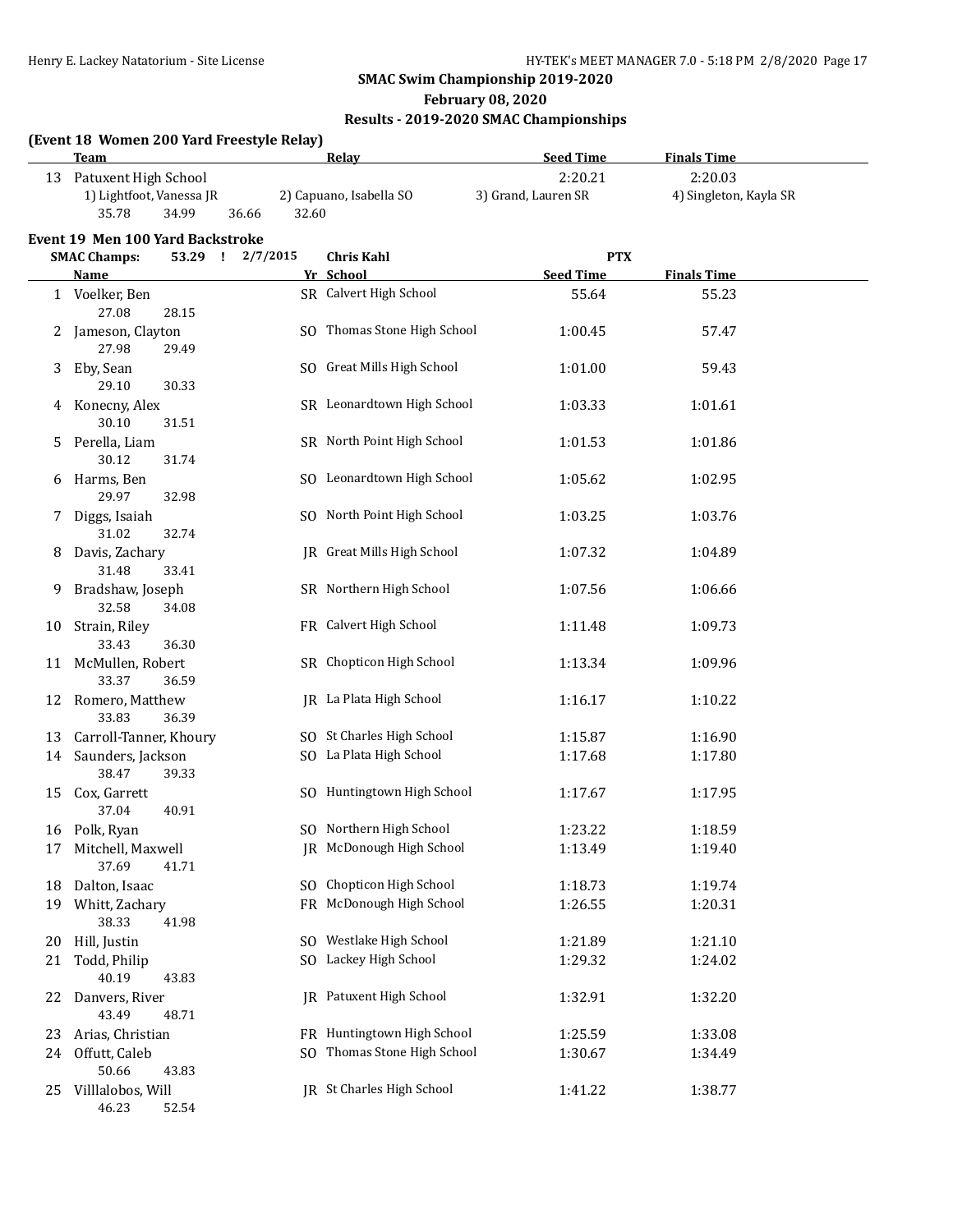SMAC Swim Championship 2019-2020

February 08, 2020

Results - 2019-2020 SMAC Championships

**(Event 18 Women 200 Yard Freestyle Relay)**

| | Team | Relay | Seed Time | Finals Time |
|---|---|---|---|---|
| 13 | Patuxent High School | | 2:20.21 | 2:20.03 |
| | 1) Lightfoot, Vanessa JR | 2) Capuano, Isabella SO | 3) Grand, Lauren SR | 4) Singleton, Kayla SR |
| | 35.78 34.99 36.66 32.60 | | | |

**Event 19 Men 100 Yard Backstroke**

SMAC Champs: 53.29 ! 2/7/2015 Chris Kahl PTX

| | Name | Yr | School | Seed Time | Finals Time |
|---|---|---|---|---|---|
| 1 | Voelker, Ben | SR | Calvert High School | 55.64 | 55.23 |
| | 27.08 28.15 | | | | |
| 2 | Jameson, Clayton | SO | Thomas Stone High School | 1:00.45 | 57.47 |
| | 27.98 29.49 | | | | |
| 3 | Eby, Sean | SO | Great Mills High School | 1:01.00 | 59.43 |
| | 29.10 30.33 | | | | |
| 4 | Konecny, Alex | SR | Leonardtown High School | 1:03.33 | 1:01.61 |
| | 30.10 31.51 | | | | |
| 5 | Perella, Liam | SR | North Point High School | 1:01.53 | 1:01.86 |
| | 30.12 31.74 | | | | |
| 6 | Harms, Ben | SO | Leonardtown High School | 1:05.62 | 1:02.95 |
| | 29.97 32.98 | | | | |
| 7 | Diggs, Isaiah | SO | North Point High School | 1:03.25 | 1:03.76 |
| | 31.02 32.74 | | | | |
| 8 | Davis, Zachary | JR | Great Mills High School | 1:07.32 | 1:04.89 |
| | 31.48 33.41 | | | | |
| 9 | Bradshaw, Joseph | SR | Northern High School | 1:07.56 | 1:06.66 |
| | 32.58 34.08 | | | | |
| 10 | Strain, Riley | FR | Calvert High School | 1:11.48 | 1:09.73 |
| | 33.43 36.30 | | | | |
| 11 | McMullen, Robert | SR | Chopticon High School | 1:13.34 | 1:09.96 |
| | 33.37 36.59 | | | | |
| 12 | Romero, Matthew | JR | La Plata High School | 1:16.17 | 1:10.22 |
| | 33.83 36.39 | | | | |
| 13 | Carroll-Tanner, Khoury | SO | St Charles High School | 1:15.87 | 1:16.90 |
| 14 | Saunders, Jackson | SO | La Plata High School | 1:17.68 | 1:17.80 |
| | 38.47 39.33 | | | | |
| 15 | Cox, Garrett | SO | Huntingtown High School | 1:17.67 | 1:17.95 |
| | 37.04 40.91 | | | | |
| 16 | Polk, Ryan | SO | Northern High School | 1:23.22 | 1:18.59 |
| 17 | Mitchell, Maxwell | JR | McDonough High School | 1:13.49 | 1:19.40 |
| | 37.69 41.71 | | | | |
| 18 | Dalton, Isaac | SO | Chopticon High School | 1:18.73 | 1:19.74 |
| 19 | Whitt, Zachary | FR | McDonough High School | 1:26.55 | 1:20.31 |
| | 38.33 41.98 | | | | |
| 20 | Hill, Justin | SO | Westlake High School | 1:21.89 | 1:21.10 |
| 21 | Todd, Philip | SO | Lackey High School | 1:29.32 | 1:24.02 |
| | 40.19 43.83 | | | | |
| 22 | Danvers, River | JR | Patuxent High School | 1:32.91 | 1:32.20 |
| | 43.49 48.71 | | | | |
| 23 | Arias, Christian | FR | Huntingtown High School | 1:25.59 | 1:33.08 |
| 24 | Offutt, Caleb | SO | Thomas Stone High School | 1:30.67 | 1:34.49 |
| | 50.66 43.83 | | | | |
| 25 | Villlalobos, Will | JR | St Charles High School | 1:41.22 | 1:38.77 |
| | 46.23 52.54 | | | | |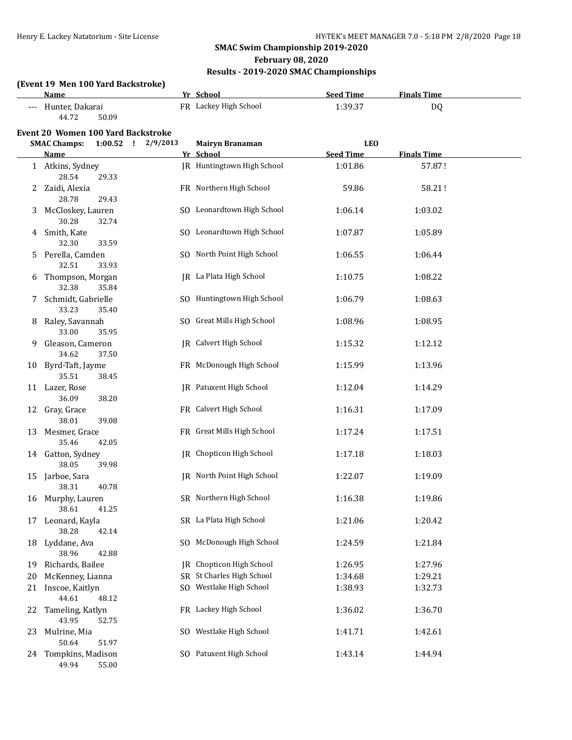## SMAC Swim Championship 2019-2020

**February 08, 2020**

**Results - 2019-2020 SMAC Championships**

### (Event 19 Men 100 Yard Backstroke)

| | Name | Yr | School | Seed Time | Finals Time |
|---|---|---|---|---|---|
| --- | Hunter, Dakarai | FR | Lackey High School | 1:39.37 | DQ |
| | 44.72 50.09 | | | | |

### Event 20 Women 100 Yard Backstroke

SMAC Champs: 1:00.52 ! 2/9/2013 Mairyn Branaman LEO

| | Name | Yr | School | Seed Time | Finals Time |
|---|---|---|---|---|---|
| 1 | Atkins, Sydney | JR | Huntingtown High School | 1:01.86 | 57.87 ! |
| | 28.54 29.33 | | | | |
| 2 | Zaidi, Alexia | FR | Northern High School | 59.86 | 58.21 ! |
| | 28.78 29.43 | | | | |
| 3 | McCloskey, Lauren | SO | Leonardtown High School | 1:06.14 | 1:03.02 |
| | 30.28 32.74 | | | | |
| 4 | Smith, Kate | SO | Leonardtown High School | 1:07.87 | 1:05.89 |
| | 32.30 33.59 | | | | |
| 5 | Perella, Camden | SO | North Point High School | 1:06.55 | 1:06.44 |
| | 32.51 33.93 | | | | |
| 6 | Thompson, Morgan | JR | La Plata High School | 1:10.75 | 1:08.22 |
| | 32.38 35.84 | | | | |
| 7 | Schmidt, Gabrielle | SO | Huntingtown High School | 1:06.79 | 1:08.63 |
| | 33.23 35.40 | | | | |
| 8 | Raley, Savannah | SO | Great Mills High School | 1:08.96 | 1:08.95 |
| | 33.00 35.95 | | | | |
| 9 | Gleason, Cameron | JR | Calvert High School | 1:15.32 | 1:12.12 |
| | 34.62 37.50 | | | | |
| 10 | Byrd-Taft, Jayme | FR | McDonough High School | 1:15.99 | 1:13.96 |
| | 35.51 38.45 | | | | |
| 11 | Lazer, Rose | JR | Patuxent High School | 1:12.04 | 1:14.29 |
| | 36.09 38.20 | | | | |
| 12 | Gray, Grace | FR | Calvert High School | 1:16.31 | 1:17.09 |
| | 38.01 39.08 | | | | |
| 13 | Mesmer, Grace | FR | Great Mills High School | 1:17.24 | 1:17.51 |
| | 35.46 42.05 | | | | |
| 14 | Gatton, Sydney | JR | Chopticon High School | 1:17.18 | 1:18.03 |
| | 38.05 39.98 | | | | |
| 15 | Jarboe, Sara | JR | North Point High School | 1:22.07 | 1:19.09 |
| | 38.31 40.78 | | | | |
| 16 | Murphy, Lauren | SR | Northern High School | 1:16.38 | 1:19.86 |
| | 38.61 41.25 | | | | |
| 17 | Leonard, Kayla | SR | La Plata High School | 1:21.06 | 1:20.42 |
| | 38.28 42.14 | | | | |
| 18 | Lyddane, Ava | SO | McDonough High School | 1:24.59 | 1:21.84 |
| | 38.96 42.88 | | | | |
| 19 | Richards, Bailee | JR | Chopticon High School | 1:26.95 | 1:27.96 |
| 20 | McKenney, Lianna | SR | St Charles High School | 1:34.68 | 1:29.21 |
| 21 | Inscoe, Kaitlyn | SO | Westlake High School | 1:38.93 | 1:32.73 |
| | 44.61 48.12 | | | | |
| 22 | Tameling, Katlyn | FR | Lackey High School | 1:36.02 | 1:36.70 |
| | 43.95 52.75 | | | | |
| 23 | Mulrine, Mia | SO | Westlake High School | 1:41.71 | 1:42.61 |
| | 50.64 51.97 | | | | |
| 24 | Tompkins, Madison | SO | Patuxent High School | 1:43.14 | 1:44.94 |
| | 49.94 55.00 | | | | |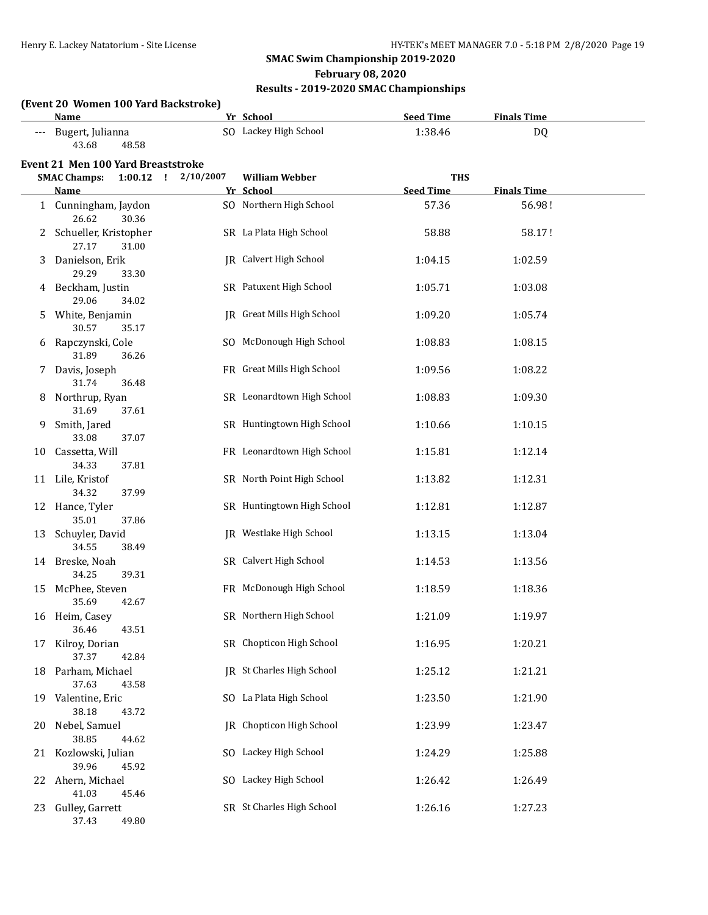## SMAC Swim Championship 2019-2020

**February 08, 2020**

**Results - 2019-2020 SMAC Championships**

### (Event 20 Women 100 Yard Backstroke)

| | Name | Yr | School | Seed Time | Finals Time |
|---|---|---|---|---|---|
| --- | Bugert, Julianna | SO | Lackey High School | 1:38.46 | DQ |
| | 43.68 48.58 | | | | |

### Event 21 Men 100 Yard Breaststroke

SMAC Champs: 1:00.12 ! 2/10/2007 William Webber THS

| | Name | Yr | School | Seed Time | Finals Time |
|---|---|---|---|---|---|
| 1 | Cunningham, Jaydon | SO | Northern High School | 57.36 | 56.98 ! |
| | 26.62 30.36 | | | | |
| 2 | Schueller, Kristopher | SR | La Plata High School | 58.88 | 58.17 ! |
| | 27.17 31.00 | | | | |
| 3 | Danielson, Erik | JR | Calvert High School | 1:04.15 | 1:02.59 |
| | 29.29 33.30 | | | | |
| 4 | Beckham, Justin | SR | Patuxent High School | 1:05.71 | 1:03.08 |
| | 29.06 34.02 | | | | |
| 5 | White, Benjamin | JR | Great Mills High School | 1:09.20 | 1:05.74 |
| | 30.57 35.17 | | | | |
| 6 | Rapczynski, Cole | SO | McDonough High School | 1:08.83 | 1:08.15 |
| | 31.89 36.26 | | | | |
| 7 | Davis, Joseph | FR | Great Mills High School | 1:09.56 | 1:08.22 |
| | 31.74 36.48 | | | | |
| 8 | Northrup, Ryan | SR | Leonardtown High School | 1:08.83 | 1:09.30 |
| | 31.69 37.61 | | | | |
| 9 | Smith, Jared | SR | Huntingtown High School | 1:10.66 | 1:10.15 |
| | 33.08 37.07 | | | | |
| 10 | Cassetta, Will | FR | Leonardtown High School | 1:15.81 | 1:12.14 |
| | 34.33 37.81 | | | | |
| 11 | Lile, Kristof | SR | North Point High School | 1:13.82 | 1:12.31 |
| | 34.32 37.99 | | | | |
| 12 | Hance, Tyler | SR | Huntingtown High School | 1:12.81 | 1:12.87 |
| | 35.01 37.86 | | | | |
| 13 | Schuyler, David | JR | Westlake High School | 1:13.15 | 1:13.04 |
| | 34.55 38.49 | | | | |
| 14 | Breske, Noah | SR | Calvert High School | 1:14.53 | 1:13.56 |
| | 34.25 39.31 | | | | |
| 15 | McPhee, Steven | FR | McDonough High School | 1:18.59 | 1:18.36 |
| | 35.69 42.67 | | | | |
| 16 | Heim, Casey | SR | Northern High School | 1:21.09 | 1:19.97 |
| | 36.46 43.51 | | | | |
| 17 | Kilroy, Dorian | SR | Chopticon High School | 1:16.95 | 1:20.21 |
| | 37.37 42.84 | | | | |
| 18 | Parham, Michael | JR | St Charles High School | 1:25.12 | 1:21.21 |
| | 37.63 43.58 | | | | |
| 19 | Valentine, Eric | SO | La Plata High School | 1:23.50 | 1:21.90 |
| | 38.18 43.72 | | | | |
| 20 | Nebel, Samuel | JR | Chopticon High School | 1:23.99 | 1:23.47 |
| | 38.85 44.62 | | | | |
| 21 | Kozlowski, Julian | SO | Lackey High School | 1:24.29 | 1:25.88 |
| | 39.96 45.92 | | | | |
| 22 | Ahern, Michael | SO | Lackey High School | 1:26.42 | 1:26.49 |
| | 41.03 45.46 | | | | |
| 23 | Gulley, Garrett | SR | St Charles High School | 1:26.16 | 1:27.23 |
| | 37.43 49.80 | | | | |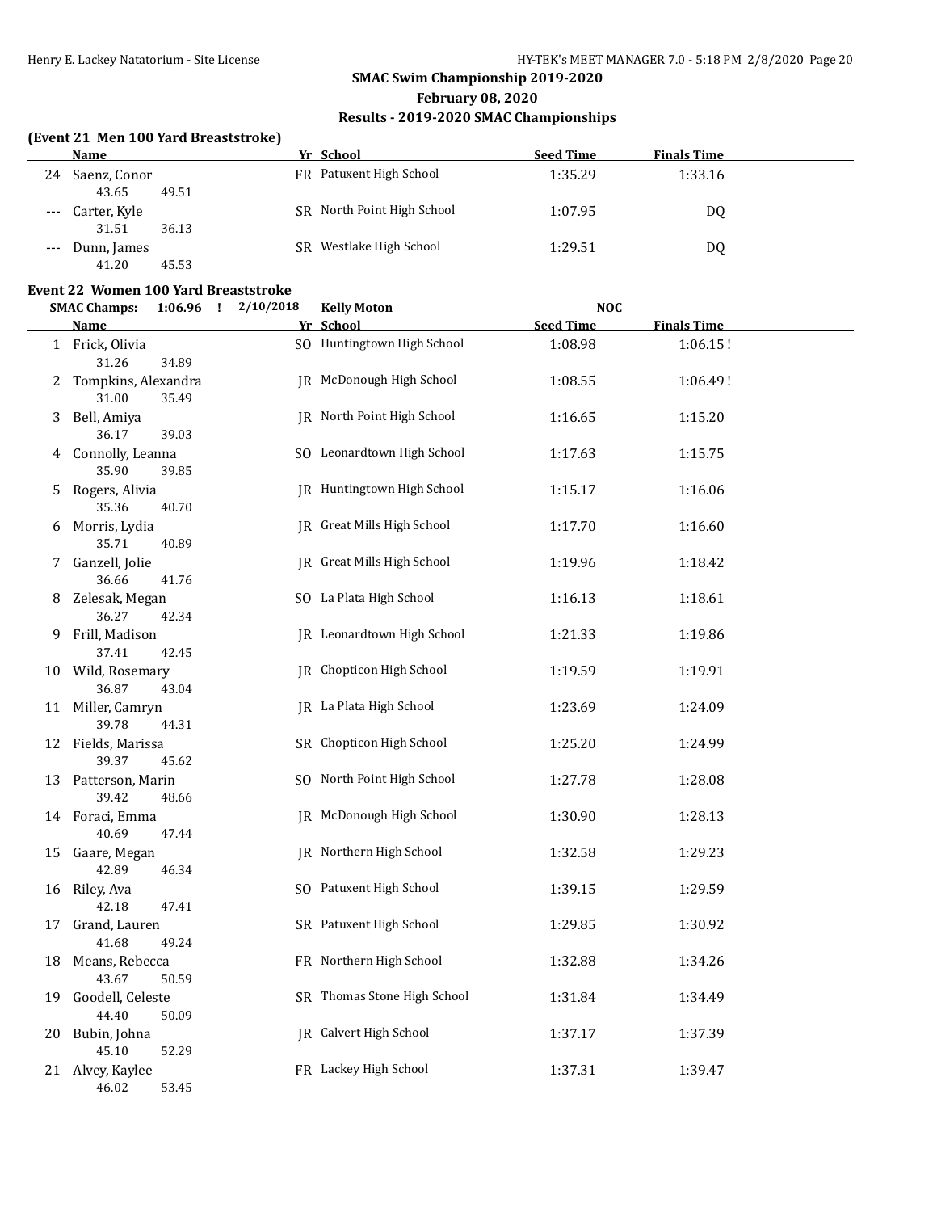## SMAC Swim Championship 2019-2020

**February 08, 2020**

**Results - 2019-2020 SMAC Championships**

### (Event 21 Men 100 Yard Breaststroke)

| | Name | Yr | School | Seed Time | Finals Time |
|---|---|---|---|---|---|
| 24 | Saenz, Conor | FR | Patuxent High School | 1:35.29 | 1:33.16 |
| | 43.65 49.51 | | | | |
| --- | Carter, Kyle | SR | North Point High School | 1:07.95 | DQ |
| | 31.51 36.13 | | | | |
| --- | Dunn, James | SR | Westlake High School | 1:29.51 | DQ |
| | 41.20 45.53 | | | | |

### Event 22 Women 100 Yard Breaststroke

**SMAC Champs: 1:06.96 ! 2/10/2018 Kelly Moton NOC**

| | Name | Yr | School | Seed Time | Finals Time |
|---|---|---|---|---|---|
| 1 | Frick, Olivia | SO | Huntingtown High School | 1:08.98 | 1:06.15 ! |
| | 31.26 34.89 | | | | |
| 2 | Tompkins, Alexandra | JR | McDonough High School | 1:08.55 | 1:06.49 ! |
| | 31.00 35.49 | | | | |
| 3 | Bell, Amiya | JR | North Point High School | 1:16.65 | 1:15.20 |
| | 36.17 39.03 | | | | |
| 4 | Connolly, Leanna | SO | Leonardtown High School | 1:17.63 | 1:15.75 |
| | 35.90 39.85 | | | | |
| 5 | Rogers, Alivia | JR | Huntingtown High School | 1:15.17 | 1:16.06 |
| | 35.36 40.70 | | | | |
| 6 | Morris, Lydia | JR | Great Mills High School | 1:17.70 | 1:16.60 |
| | 35.71 40.89 | | | | |
| 7 | Ganzell, Jolie | JR | Great Mills High School | 1:19.96 | 1:18.42 |
| | 36.66 41.76 | | | | |
| 8 | Zelesak, Megan | SO | La Plata High School | 1:16.13 | 1:18.61 |
| | 36.27 42.34 | | | | |
| 9 | Frill, Madison | JR | Leonardtown High School | 1:21.33 | 1:19.86 |
| | 37.41 42.45 | | | | |
| 10 | Wild, Rosemary | JR | Chopticon High School | 1:19.59 | 1:19.91 |
| | 36.87 43.04 | | | | |
| 11 | Miller, Camryn | JR | La Plata High School | 1:23.69 | 1:24.09 |
| | 39.78 44.31 | | | | |
| 12 | Fields, Marissa | SR | Chopticon High School | 1:25.20 | 1:24.99 |
| | 39.37 45.62 | | | | |
| 13 | Patterson, Marin | SO | North Point High School | 1:27.78 | 1:28.08 |
| | 39.42 48.66 | | | | |
| 14 | Foraci, Emma | JR | McDonough High School | 1:30.90 | 1:28.13 |
| | 40.69 47.44 | | | | |
| 15 | Gaare, Megan | JR | Northern High School | 1:32.58 | 1:29.23 |
| | 42.89 46.34 | | | | |
| 16 | Riley, Ava | SO | Patuxent High School | 1:39.15 | 1:29.59 |
| | 42.18 47.41 | | | | |
| 17 | Grand, Lauren | SR | Patuxent High School | 1:29.85 | 1:30.92 |
| | 41.68 49.24 | | | | |
| 18 | Means, Rebecca | FR | Northern High School | 1:32.88 | 1:34.26 |
| | 43.67 50.59 | | | | |
| 19 | Goodell, Celeste | SR | Thomas Stone High School | 1:31.84 | 1:34.49 |
| | 44.40 50.09 | | | | |
| 20 | Bubin, Johna | JR | Calvert High School | 1:37.17 | 1:37.39 |
| | 45.10 52.29 | | | | |
| 21 | Alvey, Kaylee | FR | Lackey High School | 1:37.31 | 1:39.47 |
| | 46.02 53.45 | | | | |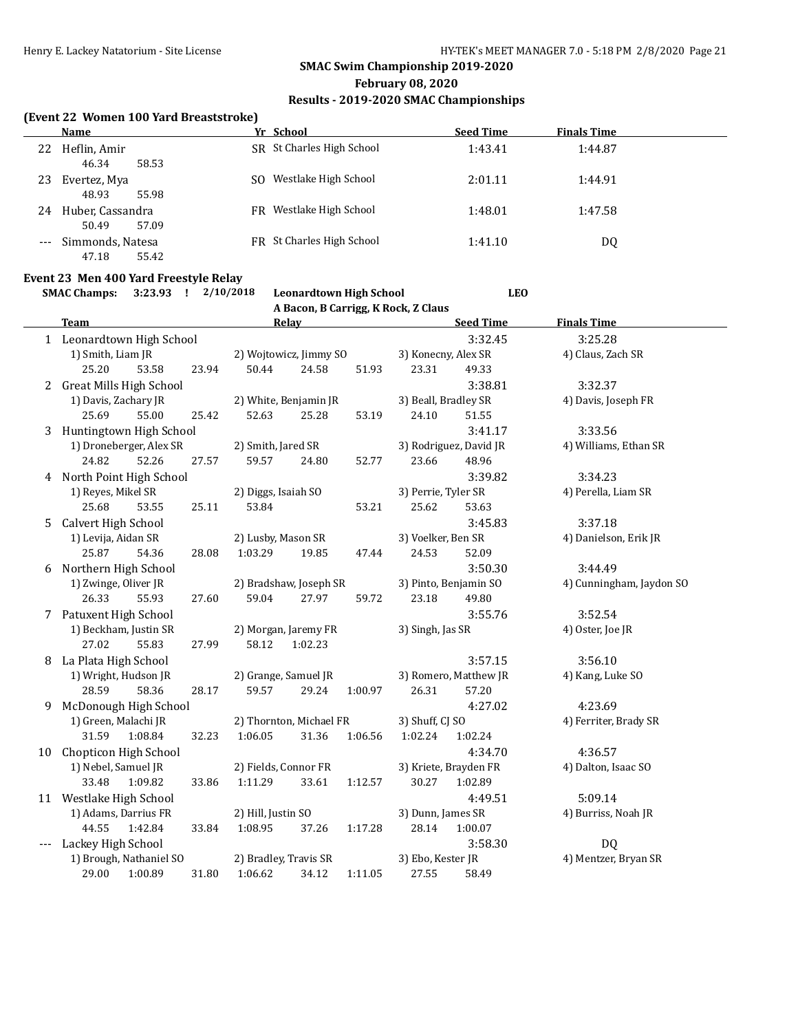## SMAC Swim Championship 2019-2020

**February 08, 2020**

**Results - 2019-2020 SMAC Championships**

### (Event 22 Women 100 Yard Breaststroke)

| | Name | Yr | School | Seed Time | Finals Time |
|---|---|---|---|---|---|
| 22 | Heflin, Amir | SR | St Charles High School | 1:43.41 | 1:44.87 |
| | 46.34 58.53 | | | | |
| 23 | Evertez, Mya | SO | Westlake High School | 2:01.11 | 1:44.91 |
| | 48.93 55.98 | | | | |
| 24 | Huber, Cassandra | FR | Westlake High School | 1:48.01 | 1:47.58 |
| | 50.49 57.09 | | | | |
| --- | Simmonds, Natesa | FR | St Charles High School | 1:41.10 | DQ |
| | 47.18 55.42 | | | | |

### Event 23 Men 400 Yard Freestyle Relay

**SMAC Champs: 3:23.93 ! 2/10/2018 Leonardtown High School LEO**
A Bacon, B Carrigg, K Rock, Z Claus

| | Team | Relay | | | Seed Time | Finals Time |
|---|---|---|---|---|---|---|
| 1 | Leonardtown High School | | | | 3:32.45 | 3:25.28 |
| | 1) Smith, Liam JR | 2) Wojtowicz, Jimmy SO | 3) Konecny, Alex SR | 4) Claus, Zach SR | | |
| | 25.20 53.58 | 23.94 50.44 | 24.58 51.93 | 23.31 49.33 | | |
| 2 | Great Mills High School | | | | 3:38.81 | 3:32.37 |
| | 1) Davis, Zachary JR | 2) White, Benjamin JR | 3) Beall, Bradley SR | 4) Davis, Joseph FR | | |
| | 25.69 55.00 | 25.42 52.63 | 25.28 53.19 | 24.10 51.55 | | |
| 3 | Huntingtown High School | | | | 3:41.17 | 3:33.56 |
| | 1) Droneberger, Alex SR | 2) Smith, Jared SR | 3) Rodriguez, David JR | 4) Williams, Ethan SR | | |
| | 24.82 52.26 | 27.57 59.57 | 24.80 52.77 | 23.66 48.96 | | |
| 4 | North Point High School | | | | 3:39.82 | 3:34.23 |
| | 1) Reyes, Mikel SR | 2) Diggs, Isaiah SO | 3) Perrie, Tyler SR | 4) Perella, Liam SR | | |
| | 25.68 53.55 | 25.11 53.84 | 53.21 | 25.62 53.63 | | |
| 5 | Calvert High School | | | | 3:45.83 | 3:37.18 |
| | 1) Levija, Aidan SR | 2) Lusby, Mason SR | 3) Voelker, Ben SR | 4) Danielson, Erik JR | | |
| | 25.87 54.36 | 28.08 1:03.29 | 19.85 47.44 | 24.53 52.09 | | |
| 6 | Northern High School | | | | 3:50.30 | 3:44.49 |
| | 1) Zwinge, Oliver JR | 2) Bradshaw, Joseph SR | 3) Pinto, Benjamin SO | 4) Cunningham, Jaydon SO | | |
| | 26.33 55.93 | 27.60 59.04 | 27.97 59.72 | 23.18 49.80 | | |
| 7 | Patuxent High School | | | | 3:55.76 | 3:52.54 |
| | 1) Beckham, Justin SR | 2) Morgan, Jaremy FR | 3) Singh, Jas SR | 4) Oster, Joe JR | | |
| | 27.02 55.83 | 27.99 58.12 | 1:02.23 | | | |
| 8 | La Plata High School | | | | 3:57.15 | 3:56.10 |
| | 1) Wright, Hudson JR | 2) Grange, Samuel JR | 3) Romero, Matthew JR | 4) Kang, Luke SO | | |
| | 28.59 58.36 | 28.17 59.57 | 29.24 1:00.97 | 26.31 57.20 | | |
| 9 | McDonough High School | | | | 4:27.02 | 4:23.69 |
| | 1) Green, Malachi JR | 2) Thornton, Michael FR | 3) Shuff, CJ SO | 4) Ferriter, Brady SR | | |
| | 31.59 1:08.84 | 32.23 1:06.05 | 31.36 1:06.56 | 1:02.24 1:02.24 | | |
| 10 | Chopticon High School | | | | 4:34.70 | 4:36.57 |
| | 1) Nebel, Samuel JR | 2) Fields, Connor FR | 3) Kriete, Brayden FR | 4) Dalton, Isaac SO | | |
| | 33.48 1:09.82 | 33.86 1:11.29 | 33.61 1:12.57 | 30.27 1:02.89 | | |
| 11 | Westlake High School | | | | 4:49.51 | 5:09.14 |
| | 1) Adams, Darrius FR | 2) Hill, Justin SO | 3) Dunn, James SR | 4) Burriss, Noah JR | | |
| | 44.55 1:42.84 | 33.84 1:08.95 | 37.26 1:17.28 | 28.14 1:00.07 | | |
| --- | Lackey High School | | | | 3:58.30 | DQ |
| | 1) Brough, Nathaniel SO | 2) Bradley, Travis SR | 3) Ebo, Kester JR | 4) Mentzer, Bryan SR | | |
| | 29.00 1:00.89 | 31.80 1:06.62 | 34.12 1:11.05 | 27.55 58.49 | | |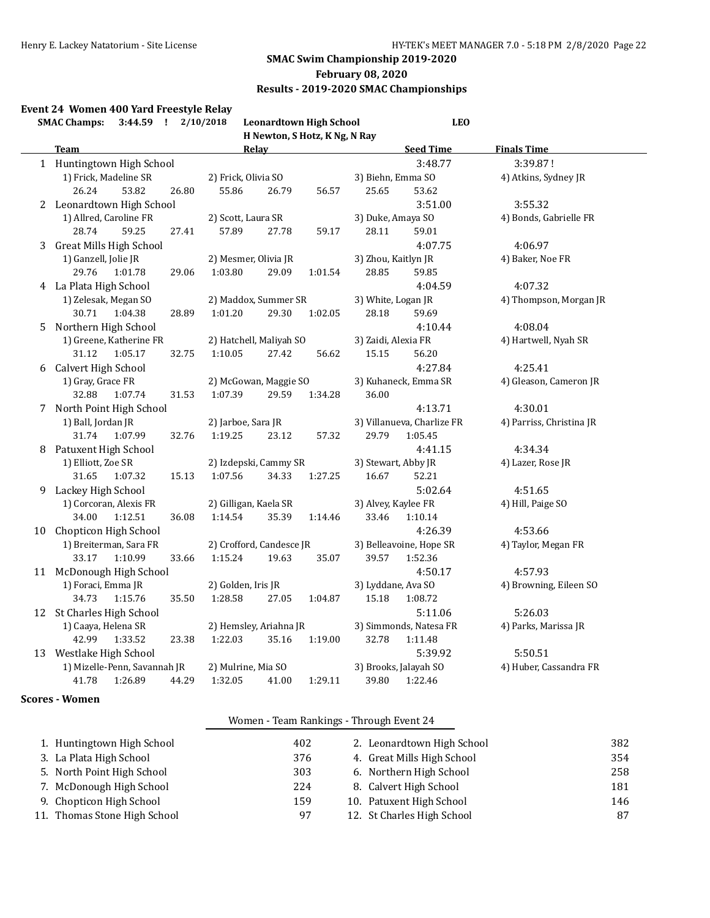## SMAC Swim Championship 2019-2020

**February 08, 2020**

**Results - 2019-2020 SMAC Championships**

### Event 24 Women 400 Yard Freestyle Relay

**SMAC Champs: 3:44.59 ! 2/10/2018 Leonardtown High School LEO**
**H Newton, S Hotz, K Ng, N Ray**

| | Team | Relay | Seed Time | Finals Time |
|---|---|---|---|---|
| 1 | Huntingtown High School | | 3:48.77 | 3:39.87 ! |
| | 1) Frick, Madeline SR | 2) Frick, Olivia SO | 3) Biehn, Emma SO | 4) Atkins, Sydney JR |
| | 26.24 53.82 26.80 | 55.86 26.79 56.57 | 25.65 53.62 | |
| 2 | Leonardtown High School | | 3:51.00 | 3:55.32 |
| | 1) Allred, Caroline FR | 2) Scott, Laura SR | 3) Duke, Amaya SO | 4) Bonds, Gabrielle FR |
| | 28.74 59.25 27.41 | 57.89 27.78 59.17 | 28.11 59.01 | |
| 3 | Great Mills High School | | 4:07.75 | 4:06.97 |
| | 1) Ganzell, Jolie JR | 2) Mesmer, Olivia JR | 3) Zhou, Kaitlyn JR | 4) Baker, Noe FR |
| | 29.76 1:01.78 29.06 | 1:03.80 29.09 1:01.54 | 28.85 59.85 | |
| 4 | La Plata High School | | 4:04.59 | 4:07.32 |
| | 1) Zelesak, Megan SO | 2) Maddox, Summer SR | 3) White, Logan JR | 4) Thompson, Morgan JR |
| | 30.71 1:04.38 28.89 | 1:01.20 29.30 1:02.05 | 28.18 59.69 | |
| 5 | Northern High School | | 4:10.44 | 4:08.04 |
| | 1) Greene, Katherine FR | 2) Hatchell, Maliyah SO | 3) Zaidi, Alexia FR | 4) Hartwell, Nyah SR |
| | 31.12 1:05.17 32.75 | 1:10.05 27.42 56.62 | 15.15 56.20 | |
| 6 | Calvert High School | | 4:27.84 | 4:25.41 |
| | 1) Gray, Grace FR | 2) McGowan, Maggie SO | 3) Kuhaneck, Emma SR | 4) Gleason, Cameron JR |
| | 32.88 1:07.74 31.53 | 1:07.39 29.59 1:34.28 | 36.00 | |
| 7 | North Point High School | | 4:13.71 | 4:30.01 |
| | 1) Ball, Jordan JR | 2) Jarboe, Sara JR | 3) Villanueva, Charlize FR | 4) Parriss, Christina JR |
| | 31.74 1:07.99 32.76 | 1:19.25 23.12 57.32 | 29.79 1:05.45 | |
| 8 | Patuxent High School | | 4:41.15 | 4:34.34 |
| | 1) Elliott, Zoe SR | 2) Izdepski, Cammy SR | 3) Stewart, Abby JR | 4) Lazer, Rose JR |
| | 31.65 1:07.32 15.13 | 1:07.56 34.33 1:27.25 | 16.67 52.21 | |
| 9 | Lackey High School | | 5:02.64 | 4:51.65 |
| | 1) Corcoran, Alexis FR | 2) Gilligan, Kaela SR | 3) Alvey, Kaylee FR | 4) Hill, Paige SO |
| | 34.00 1:12.51 36.08 | 1:14.54 35.39 1:14.46 | 33.46 1:10.14 | |
| 10 | Chopticon High School | | 4:26.39 | 4:53.66 |
| | 1) Breiterman, Sara FR | 2) Crofford, Candesce JR | 3) Belleavoine, Hope SR | 4) Taylor, Megan FR |
| | 33.17 1:10.99 33.66 | 1:15.24 19.63 35.07 | 39.57 1:52.36 | |
| 11 | McDonough High School | | 4:50.17 | 4:57.93 |
| | 1) Foraci, Emma JR | 2) Golden, Iris JR | 3) Lyddane, Ava SO | 4) Browning, Eileen SO |
| | 34.73 1:15.76 35.50 | 1:28.58 27.05 1:04.87 | 15.18 1:08.72 | |
| 12 | St Charles High School | | 5:11.06 | 5:26.03 |
| | 1) Caaya, Helena SR | 2) Hemsley, Ariahna JR | 3) Simmonds, Natesa FR | 4) Parks, Marissa JR |
| | 42.99 1:33.52 23.38 | 1:22.03 35.16 1:19.00 | 32.78 1:11.48 | |
| 13 | Westlake High School | | 5:39.92 | 5:50.51 |
| | 1) Mizelle-Penn, Savannah JR | 2) Mulrine, Mia SO | 3) Brooks, Jalayah SO | 4) Huber, Cassandra FR |
| | 41.78 1:26.89 44.29 | 1:32.05 41.00 1:29.11 | 39.80 1:22.46 | |

### Scores - Women

**Women - Team Rankings - Through Event 24**

| Rank | Team | Points | Rank | Team | Points |
|---|---|---|---|---|---|
| 1. | Huntingtown High School | 402 | 2. | Leonardtown High School | 382 |
| 3. | La Plata High School | 376 | 4. | Great Mills High School | 354 |
| 5. | North Point High School | 303 | 6. | Northern High School | 258 |
| 7. | McDonough High School | 224 | 8. | Calvert High School | 181 |
| 9. | Chopticon High School | 159 | 10. | Patuxent High School | 146 |
| 11. | Thomas Stone High School | 97 | 12. | St Charles High School | 87 |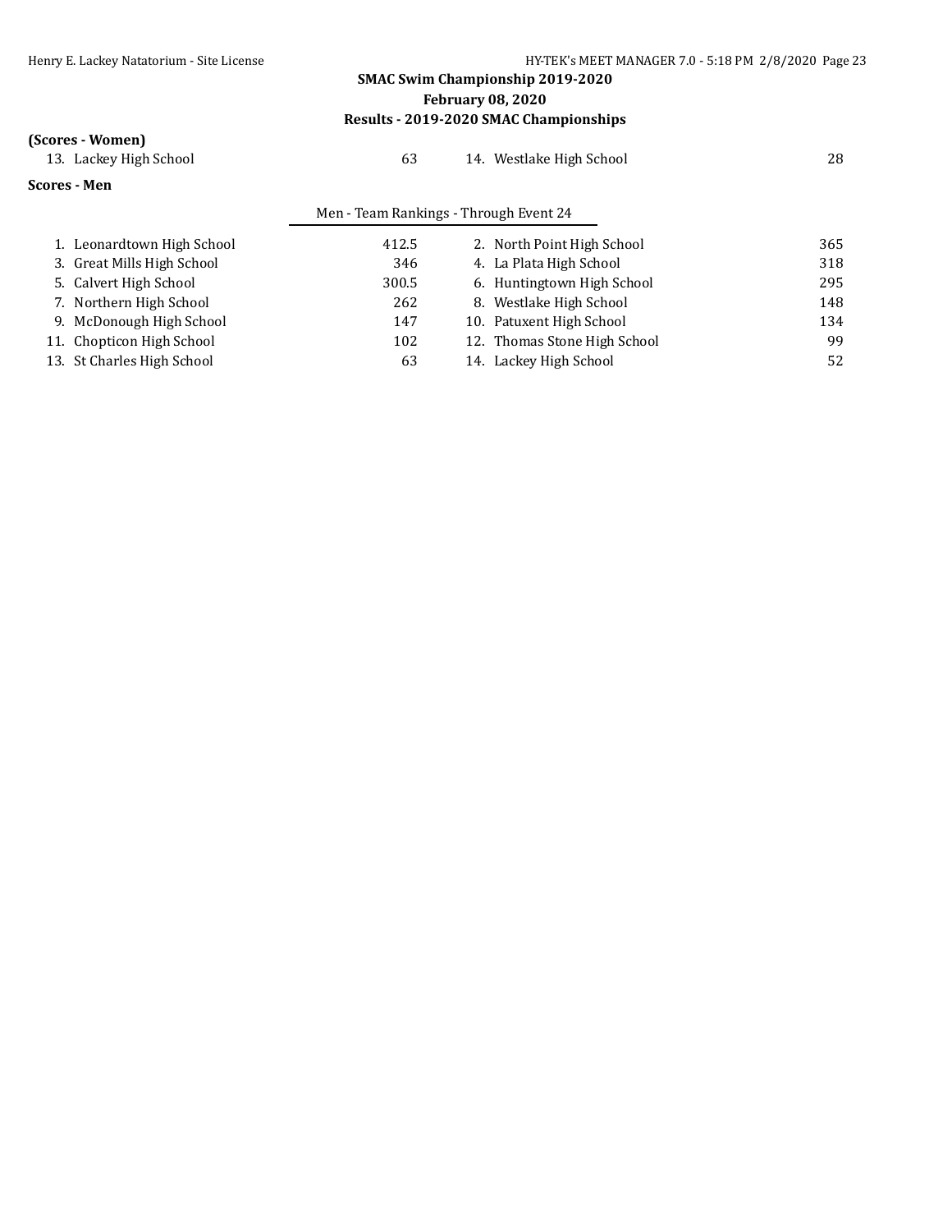**(Scores - Women)**

| | | | |
|---|---|---|---|
| 13. Lackey High School | 63 | 14. Westlake High School | 28 |

**Scores - Men**

Men - Team Rankings - Through Event 24

| | | | |
|---|---|---|---|
| 1. Leonardtown High School | 412.5 | 2. North Point High School | 365 |
| 3. Great Mills High School | 346 | 4. La Plata High School | 318 |
| 5. Calvert High School | 300.5 | 6. Huntingtown High School | 295 |
| 7. Northern High School | 262 | 8. Westlake High School | 148 |
| 9. McDonough High School | 147 | 10. Patuxent High School | 134 |
| 11. Chopticon High School | 102 | 12. Thomas Stone High School | 99 |
| 13. St Charles High School | 63 | 14. Lackey High School | 52 |